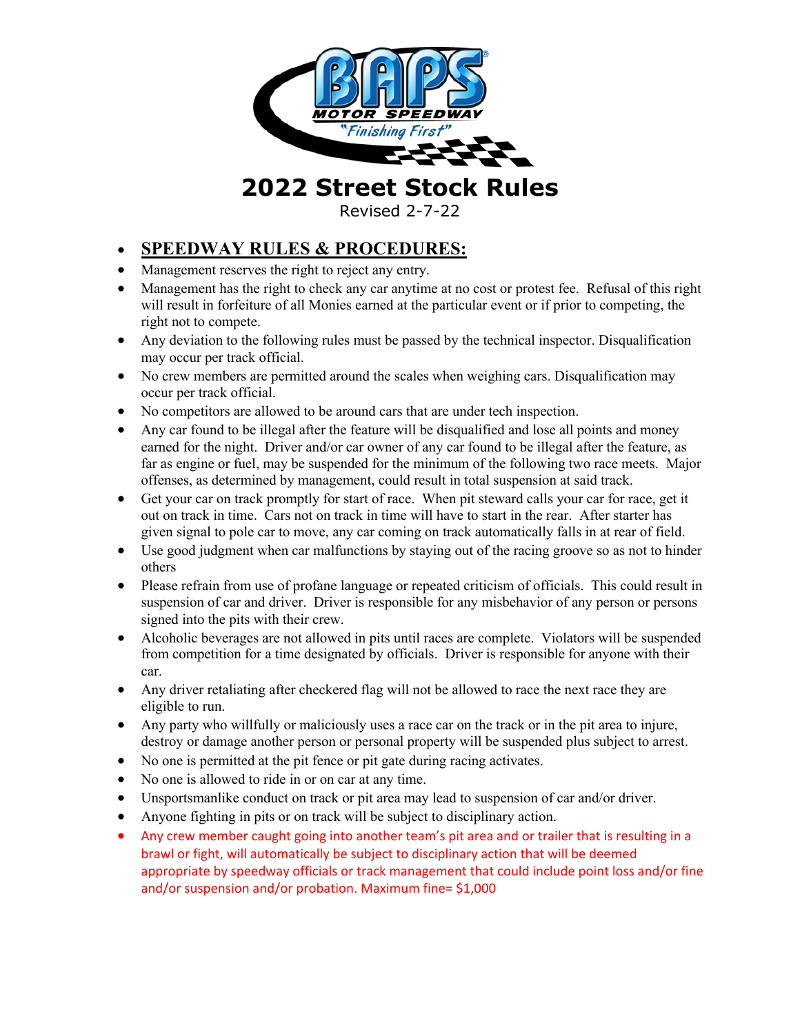# 2022 Street Stock Rules

Revised 2-7-22

- **SPEEDWAY RULES & PROCEDURES:**
- Management reserves the right to reject any entry.
- Management has the right to check any car anytime at no cost or protest fee. Refusal of this right will result in forfeiture of all Monies earned at the particular event or if prior to competing, the right not to compete.
- Any deviation to the following rules must be passed by the technical inspector. Disqualification may occur per track official.
- No crew members are permitted around the scales when weighing cars. Disqualification may occur per track official.
- No competitors are allowed to be around cars that are under tech inspection.
- Any car found to be illegal after the feature will be disqualified and lose all points and money earned for the night. Driver and/or car owner of any car found to be illegal after the feature, as far as engine or fuel, may be suspended for the minimum of the following two race meets. Major offenses, as determined by management, could result in total suspension at said track.
- Get your car on track promptly for start of race. When pit steward calls your car for race, get it out on track in time. Cars not on track in time will have to start in the rear. After starter has given signal to pole car to move, any car coming on track automatically falls in at rear of field.
- Use good judgment when car malfunctions by staying out of the racing groove so as not to hinder others
- Please refrain from use of profane language or repeated criticism of officials. This could result in suspension of car and driver. Driver is responsible for any misbehavior of any person or persons signed into the pits with their crew.
- Alcoholic beverages are not allowed in pits until races are complete. Violators will be suspended from competition for a time designated by officials. Driver is responsible for anyone with their car.
- Any driver retaliating after checkered flag will not be allowed to race the next race they are eligible to run.
- Any party who willfully or maliciously uses a race car on the track or in the pit area to injure, destroy or damage another person or personal property will be suspended plus subject to arrest.
- No one is permitted at the pit fence or pit gate during racing activates.
- No one is allowed to ride in or on car at any time.
- Unsportsmanlike conduct on track or pit area may lead to suspension of car and/or driver.
- Anyone fighting in pits or on track will be subject to disciplinary action.
- Any crew member caught going into another team's pit area and or trailer that is resulting in a brawl or fight, will automatically be subject to disciplinary action that will be deemed appropriate by speedway officials or track management that could include point loss and/or fine and/or suspension and/or probation. Maximum fine= $1,000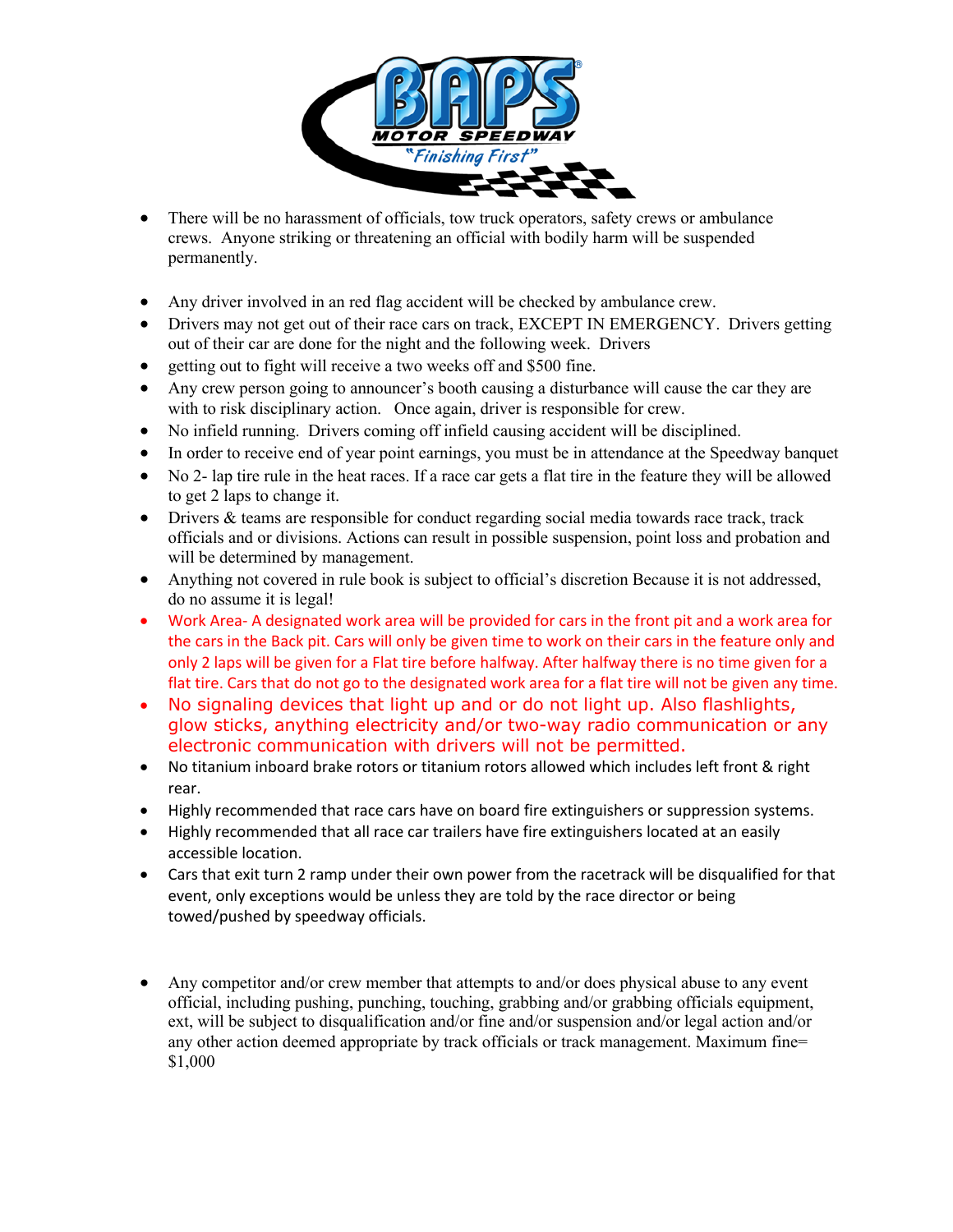- There will be no harassment of officials, tow truck operators, safety crews or ambulance crews. Anyone striking or threatening an official with bodily harm will be suspended permanently.

- Any driver involved in an red flag accident will be checked by ambulance crew.
- Drivers may not get out of their race cars on track, EXCEPT IN EMERGENCY. Drivers getting out of their car are done for the night and the following week. Drivers
- getting out to fight will receive a two weeks off and $500 fine.
- Any crew person going to announcer's booth causing a disturbance will cause the car they are with to risk disciplinary action. Once again, driver is responsible for crew.
- No infield running. Drivers coming off infield causing accident will be disciplined.
- In order to receive end of year point earnings, you must be in attendance at the Speedway banquet
- No 2- lap tire rule in the heat races. If a race car gets a flat tire in the feature they will be allowed to get 2 laps to change it.
- Drivers & teams are responsible for conduct regarding social media towards race track, track officials and or divisions. Actions can result in possible suspension, point loss and probation and will be determined by management.
- Anything not covered in rule book is subject to official's discretion Because it is not addressed, do no assume it is legal!
- Work Area- A designated work area will be provided for cars in the front pit and a work area for the cars in the Back pit. Cars will only be given time to work on their cars in the feature only and only 2 laps will be given for a Flat tire before halfway. After halfway there is no time given for a flat tire. Cars that do not go to the designated work area for a flat tire will not be given any time.
- No signaling devices that light up and or do not light up. Also flashlights, glow sticks, anything electricity and/or two-way radio communication or any electronic communication with drivers will not be permitted.
- No titanium inboard brake rotors or titanium rotors allowed which includes left front & right rear.
- Highly recommended that race cars have on board fire extinguishers or suppression systems.
- Highly recommended that all race car trailers have fire extinguishers located at an easily accessible location.
- Cars that exit turn 2 ramp under their own power from the racetrack will be disqualified for that event, only exceptions would be unless they are told by the race director or being towed/pushed by speedway officials.

- Any competitor and/or crew member that attempts to and/or does physical abuse to any event official, including pushing, punching, touching, grabbing and/or grabbing officials equipment, ext, will be subject to disqualification and/or fine and/or suspension and/or legal action and/or any other action deemed appropriate by track officials or track management. Maximum fine= $1,000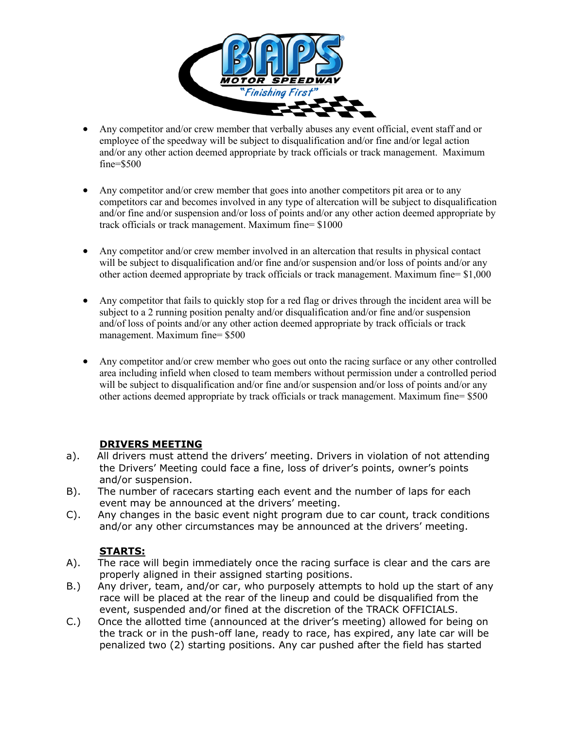- Any competitor and/or crew member that verbally abuses any event official, event staff and or employee of the speedway will be subject to disqualification and/or fine and/or legal action and/or any other action deemed appropriate by track officials or track management. Maximum fine=$500

- Any competitor and/or crew member that goes into another competitors pit area or to any competitors car and becomes involved in any type of altercation will be subject to disqualification and/or fine and/or suspension and/or loss of points and/or any other action deemed appropriate by track officials or track management. Maximum fine= $1000

- Any competitor and/or crew member involved in an altercation that results in physical contact will be subject to disqualification and/or fine and/or suspension and/or loss of points and/or any other action deemed appropriate by track officials or track management. Maximum fine= $1,000

- Any competitor that fails to quickly stop for a red flag or drives through the incident area will be subject to a 2 running position penalty and/or disqualification and/or fine and/or suspension and/of loss of points and/or any other action deemed appropriate by track officials or track management. Maximum fine= $500

- Any competitor and/or crew member who goes out onto the racing surface or any other controlled area including infield when closed to team members without permission under a controlled period will be subject to disqualification and/or fine and/or suspension and/or loss of points and/or any other actions deemed appropriate by track officials or track management. Maximum fine= $500

**DRIVERS MEETING**

a). All drivers must attend the drivers' meeting. Drivers in violation of not attending the Drivers' Meeting could face a fine, loss of driver's points, owner's points and/or suspension.

B). The number of racecars starting each event and the number of laps for each event may be announced at the drivers' meeting.

C). Any changes in the basic event night program due to car count, track conditions and/or any other circumstances may be announced at the drivers' meeting.

**STARTS:**

A). The race will begin immediately once the racing surface is clear and the cars are properly aligned in their assigned starting positions.

B.) Any driver, team, and/or car, who purposely attempts to hold up the start of any race will be placed at the rear of the lineup and could be disqualified from the event, suspended and/or fined at the discretion of the TRACK OFFICIALS.

C.) Once the allotted time (announced at the driver's meeting) allowed for being on the track or in the push-off lane, ready to race, has expired, any late car will be penalized two (2) starting positions. Any car pushed after the field has started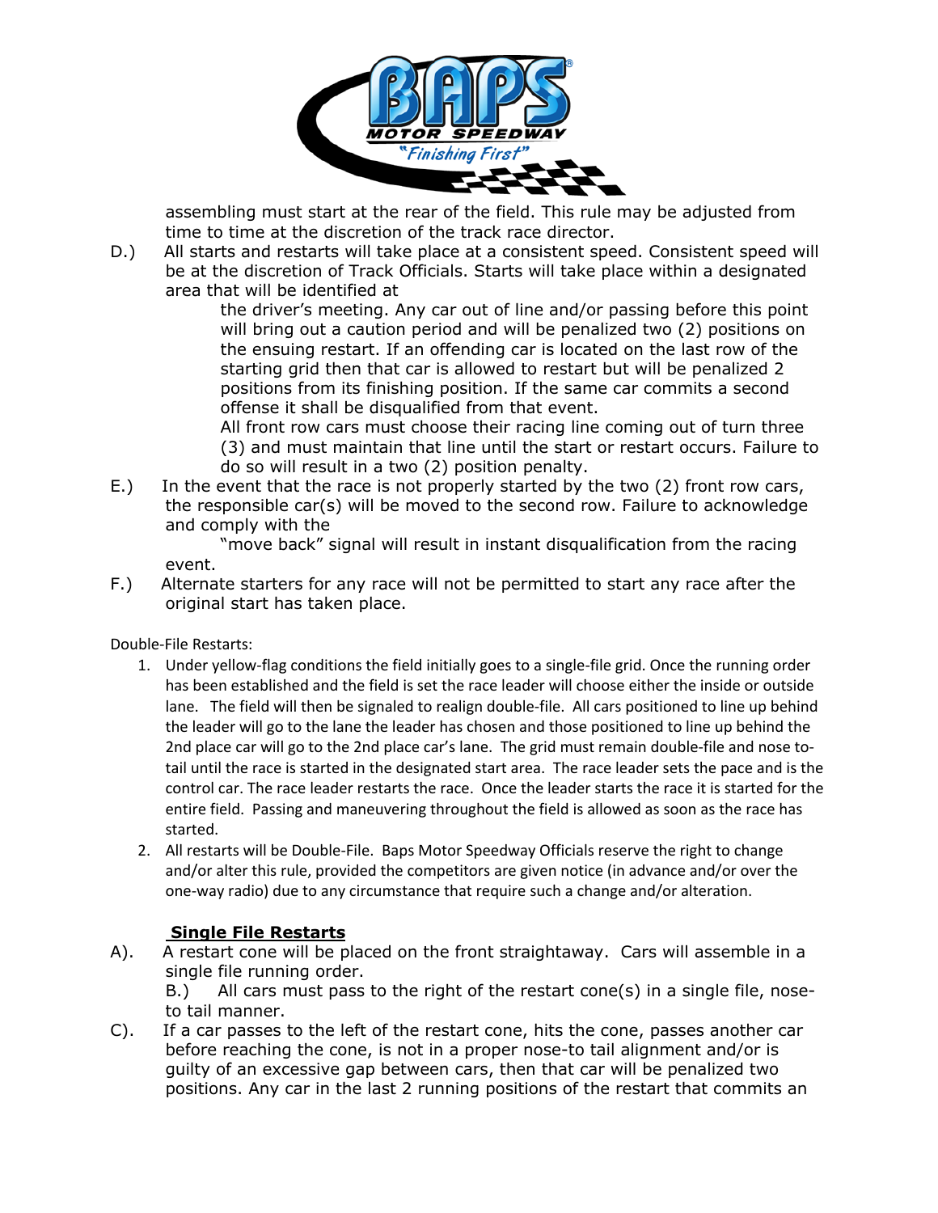assembling must start at the rear of the field. This rule may be adjusted from time to time at the discretion of the track race director.

D.) All starts and restarts will take place at a consistent speed. Consistent speed will be at the discretion of Track Officials. Starts will take place within a designated area that will be identified at the driver's meeting. Any car out of line and/or passing before this point will bring out a caution period and will be penalized two (2) positions on the ensuing restart. If an offending car is located on the last row of the starting grid then that car is allowed to restart but will be penalized 2 positions from its finishing position. If the same car commits a second offense it shall be disqualified from that event.
All front row cars must choose their racing line coming out of turn three (3) and must maintain that line until the start or restart occurs. Failure to do so will result in a two (2) position penalty.

E.) In the event that the race is not properly started by the two (2) front row cars, the responsible car(s) will be moved to the second row. Failure to acknowledge and comply with the "move back" signal will result in instant disqualification from the racing event.

F.) Alternate starters for any race will not be permitted to start any race after the original start has taken place.

Double-File Restarts:

1. Under yellow-flag conditions the field initially goes to a single-file grid. Once the running order has been established and the field is set the race leader will choose either the inside or outside lane. The field will then be signaled to realign double-file. All cars positioned to line up behind the leader will go to the lane the leader has chosen and those positioned to line up behind the 2nd place car will go to the 2nd place car's lane. The grid must remain double-file and nose to-tail until the race is started in the designated start area. The race leader sets the pace and is the control car. The race leader restarts the race. Once the leader starts the race it is started for the entire field. Passing and maneuvering throughout the field is allowed as soon as the race has started.
2. All restarts will be Double-File. Baps Motor Speedway Officials reserve the right to change and/or alter this rule, provided the competitors are given notice (in advance and/or over the one-way radio) due to any circumstance that require such a change and/or alteration.

**Single File Restarts**

A). A restart cone will be placed on the front straightaway. Cars will assemble in a single file running order.

B.) All cars must pass to the right of the restart cone(s) in a single file, nose-to tail manner.

C). If a car passes to the left of the restart cone, hits the cone, passes another car before reaching the cone, is not in a proper nose-to tail alignment and/or is guilty of an excessive gap between cars, then that car will be penalized two positions. Any car in the last 2 running positions of the restart that commits an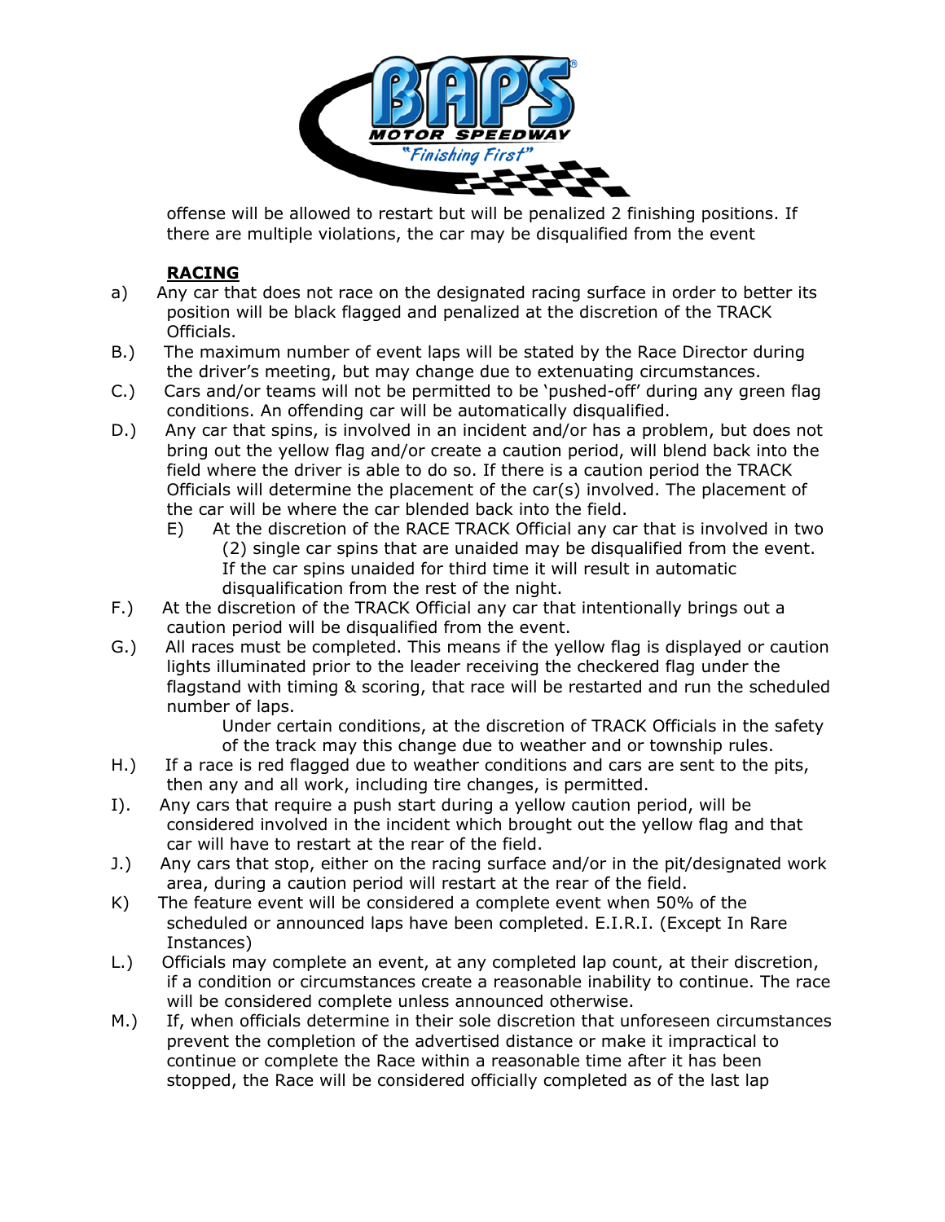offense will be allowed to restart but will be penalized 2 finishing positions. If there are multiple violations, the car may be disqualified from the event

**RACING**

a) Any car that does not race on the designated racing surface in order to better its position will be black flagged and penalized at the discretion of the TRACK Officials.

B.) The maximum number of event laps will be stated by the Race Director during the driver's meeting, but may change due to extenuating circumstances.

C.) Cars and/or teams will not be permitted to be 'pushed-off' during any green flag conditions. An offending car will be automatically disqualified.

D.) Any car that spins, is involved in an incident and/or has a problem, but does not bring out the yellow flag and/or create a caution period, will blend back into the field where the driver is able to do so. If there is a caution period the TRACK Officials will determine the placement of the car(s) involved. The placement of the car will be where the car blended back into the field.

E) At the discretion of the RACE TRACK Official any car that is involved in two (2) single car spins that are unaided may be disqualified from the event. If the car spins unaided for third time it will result in automatic disqualification from the rest of the night.

F.) At the discretion of the TRACK Official any car that intentionally brings out a caution period will be disqualified from the event.

G.) All races must be completed. This means if the yellow flag is displayed or caution lights illuminated prior to the leader receiving the checkered flag under the flagstand with timing & scoring, that race will be restarted and run the scheduled number of laps.

Under certain conditions, at the discretion of TRACK Officials in the safety of the track may this change due to weather and or township rules.

H.) If a race is red flagged due to weather conditions and cars are sent to the pits, then any and all work, including tire changes, is permitted.

I). Any cars that require a push start during a yellow caution period, will be considered involved in the incident which brought out the yellow flag and that car will have to restart at the rear of the field.

J.) Any cars that stop, either on the racing surface and/or in the pit/designated work area, during a caution period will restart at the rear of the field.

K) The feature event will be considered a complete event when 50% of the scheduled or announced laps have been completed. E.I.R.I. (Except In Rare Instances)

L.) Officials may complete an event, at any completed lap count, at their discretion, if a condition or circumstances create a reasonable inability to continue. The race will be considered complete unless announced otherwise.

M.) If, when officials determine in their sole discretion that unforeseen circumstances prevent the completion of the advertised distance or make it impractical to continue or complete the Race within a reasonable time after it has been stopped, the Race will be considered officially completed as of the last lap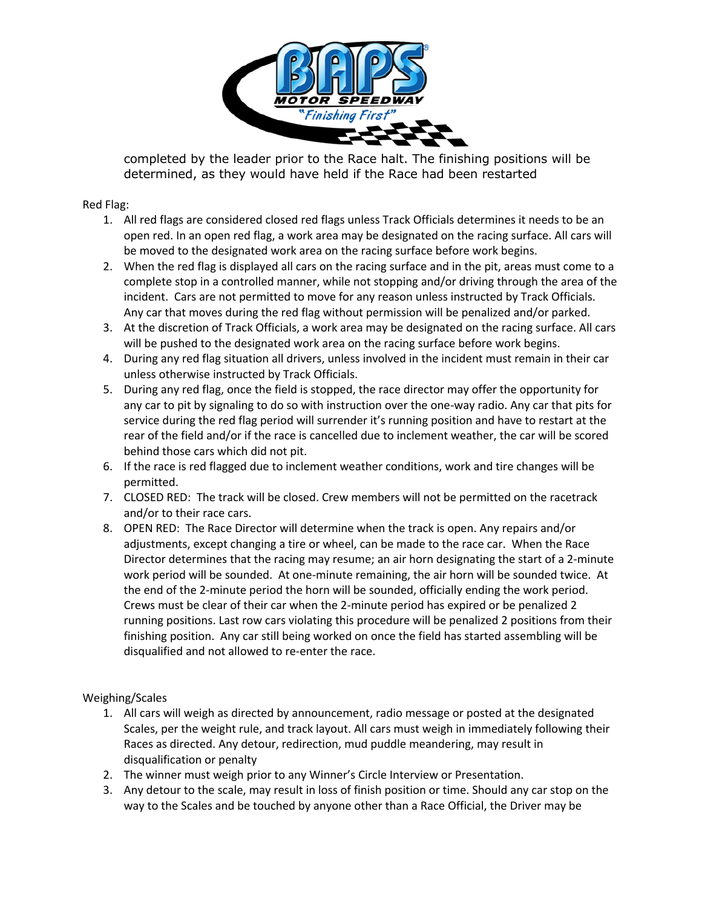completed by the leader prior to the Race halt. The finishing positions will be determined, as they would have held if the Race had been restarted

Red Flag:

1. All red flags are considered closed red flags unless Track Officials determines it needs to be an open red. In an open red flag, a work area may be designated on the racing surface. All cars will be moved to the designated work area on the racing surface before work begins.
2. When the red flag is displayed all cars on the racing surface and in the pit, areas must come to a complete stop in a controlled manner, while not stopping and/or driving through the area of the incident. Cars are not permitted to move for any reason unless instructed by Track Officials. Any car that moves during the red flag without permission will be penalized and/or parked.
3. At the discretion of Track Officials, a work area may be designated on the racing surface. All cars will be pushed to the designated work area on the racing surface before work begins.
4. During any red flag situation all drivers, unless involved in the incident must remain in their car unless otherwise instructed by Track Officials.
5. During any red flag, once the field is stopped, the race director may offer the opportunity for any car to pit by signaling to do so with instruction over the one-way radio. Any car that pits for service during the red flag period will surrender it's running position and have to restart at the rear of the field and/or if the race is cancelled due to inclement weather, the car will be scored behind those cars which did not pit.
6. If the race is red flagged due to inclement weather conditions, work and tire changes will be permitted.
7. CLOSED RED: The track will be closed. Crew members will not be permitted on the racetrack and/or to their race cars.
8. OPEN RED: The Race Director will determine when the track is open. Any repairs and/or adjustments, except changing a tire or wheel, can be made to the race car. When the Race Director determines that the racing may resume; an air horn designating the start of a 2-minute work period will be sounded. At one-minute remaining, the air horn will be sounded twice. At the end of the 2-minute period the horn will be sounded, officially ending the work period. Crews must be clear of their car when the 2-minute period has expired or be penalized 2 running positions. Last row cars violating this procedure will be penalized 2 positions from their finishing position. Any car still being worked on once the field has started assembling will be disqualified and not allowed to re-enter the race.

Weighing/Scales

1. All cars will weigh as directed by announcement, radio message or posted at the designated Scales, per the weight rule, and track layout. All cars must weigh in immediately following their Races as directed. Any detour, redirection, mud puddle meandering, may result in disqualification or penalty
2. The winner must weigh prior to any Winner's Circle Interview or Presentation.
3. Any detour to the scale, may result in loss of finish position or time. Should any car stop on the way to the Scales and be touched by anyone other than a Race Official, the Driver may be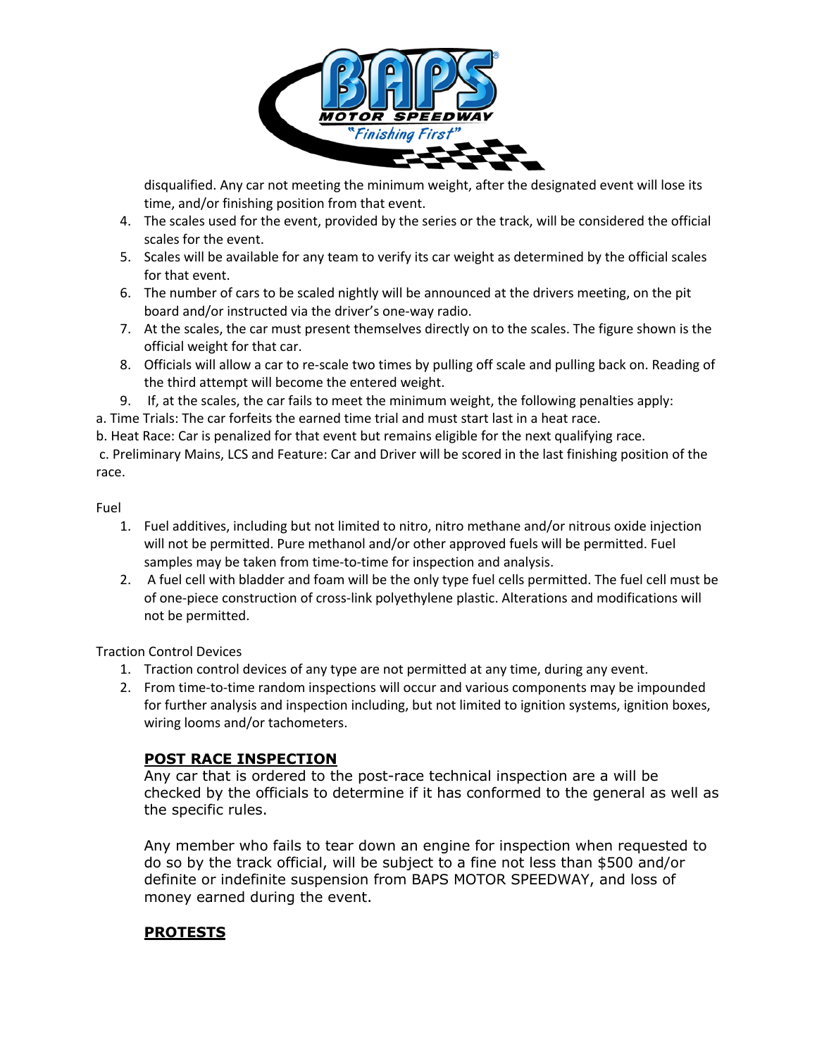disqualified. Any car not meeting the minimum weight, after the designated event will lose its time, and/or finishing position from that event.

4. The scales used for the event, provided by the series or the track, will be considered the official scales for the event.
5. Scales will be available for any team to verify its car weight as determined by the official scales for that event.
6. The number of cars to be scaled nightly will be announced at the drivers meeting, on the pit board and/or instructed via the driver's one-way radio.
7. At the scales, the car must present themselves directly on to the scales. The figure shown is the official weight for that car.
8. Officials will allow a car to re-scale two times by pulling off scale and pulling back on. Reading of the third attempt will become the entered weight.
9. If, at the scales, the car fails to meet the minimum weight, the following penalties apply:

a. Time Trials: The car forfeits the earned time trial and must start last in a heat race.

b. Heat Race: Car is penalized for that event but remains eligible for the next qualifying race.

c. Preliminary Mains, LCS and Feature: Car and Driver will be scored in the last finishing position of the race.

Fuel

1. Fuel additives, including but not limited to nitro, nitro methane and/or nitrous oxide injection will not be permitted. Pure methanol and/or other approved fuels will be permitted. Fuel samples may be taken from time-to-time for inspection and analysis.
2. A fuel cell with bladder and foam will be the only type fuel cells permitted. The fuel cell must be of one-piece construction of cross-link polyethylene plastic. Alterations and modifications will not be permitted.

Traction Control Devices

1. Traction control devices of any type are not permitted at any time, during any event.
2. From time-to-time random inspections will occur and various components may be impounded for further analysis and inspection including, but not limited to ignition systems, ignition boxes, wiring looms and/or tachometers.

## **POST RACE INSPECTION**

Any car that is ordered to the post-race technical inspection are a will be checked by the officials to determine if it has conformed to the general as well as the specific rules.

Any member who fails to tear down an engine for inspection when requested to do so by the track official, will be subject to a fine not less than $500 and/or definite or indefinite suspension from BAPS MOTOR SPEEDWAY, and loss of money earned during the event.

## **PROTESTS**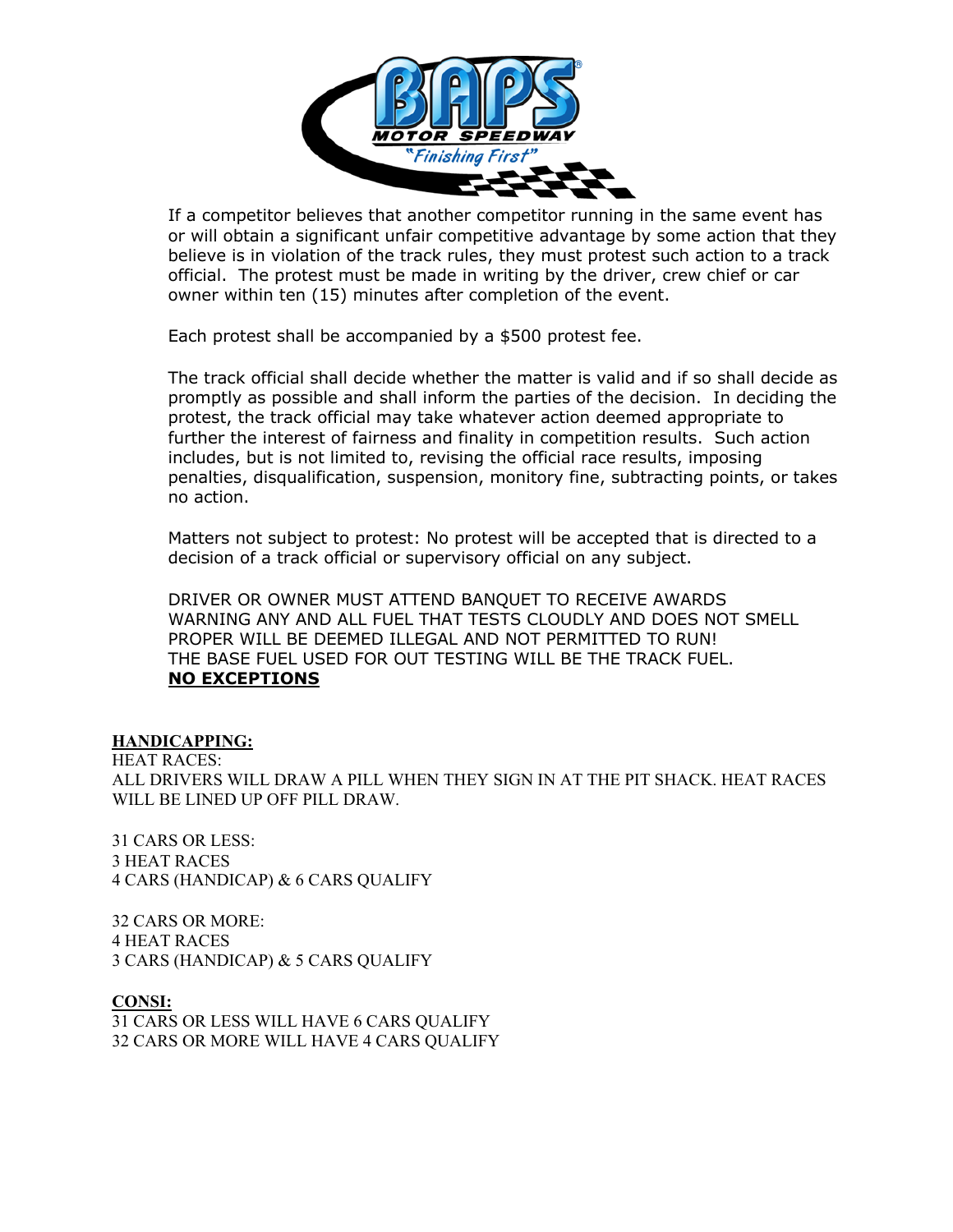If a competitor believes that another competitor running in the same event has or will obtain a significant unfair competitive advantage by some action that they believe is in violation of the track rules, they must protest such action to a track official. The protest must be made in writing by the driver, crew chief or car owner within ten (15) minutes after completion of the event.

Each protest shall be accompanied by a $500 protest fee.

The track official shall decide whether the matter is valid and if so shall decide as promptly as possible and shall inform the parties of the decision. In deciding the protest, the track official may take whatever action deemed appropriate to further the interest of fairness and finality in competition results. Such action includes, but is not limited to, revising the official race results, imposing penalties, disqualification, suspension, monitory fine, subtracting points, or takes no action.

Matters not subject to protest: No protest will be accepted that is directed to a decision of a track official or supervisory official on any subject.

DRIVER OR OWNER MUST ATTEND BANQUET TO RECEIVE AWARDS
WARNING ANY AND ALL FUEL THAT TESTS CLOUDLY AND DOES NOT SMELL PROPER WILL BE DEEMED ILLEGAL AND NOT PERMITTED TO RUN!
THE BASE FUEL USED FOR OUT TESTING WILL BE THE TRACK FUEL.
**NO EXCEPTIONS**

**HANDICAPPING:**
HEAT RACES:
ALL DRIVERS WILL DRAW A PILL WHEN THEY SIGN IN AT THE PIT SHACK. HEAT RACES WILL BE LINED UP OFF PILL DRAW.

31 CARS OR LESS:
3 HEAT RACES
4 CARS (HANDICAP) & 6 CARS QUALIFY

32 CARS OR MORE:
4 HEAT RACES
3 CARS (HANDICAP) & 5 CARS QUALIFY

**CONSI:**
31 CARS OR LESS WILL HAVE 6 CARS QUALIFY
32 CARS OR MORE WILL HAVE 4 CARS QUALIFY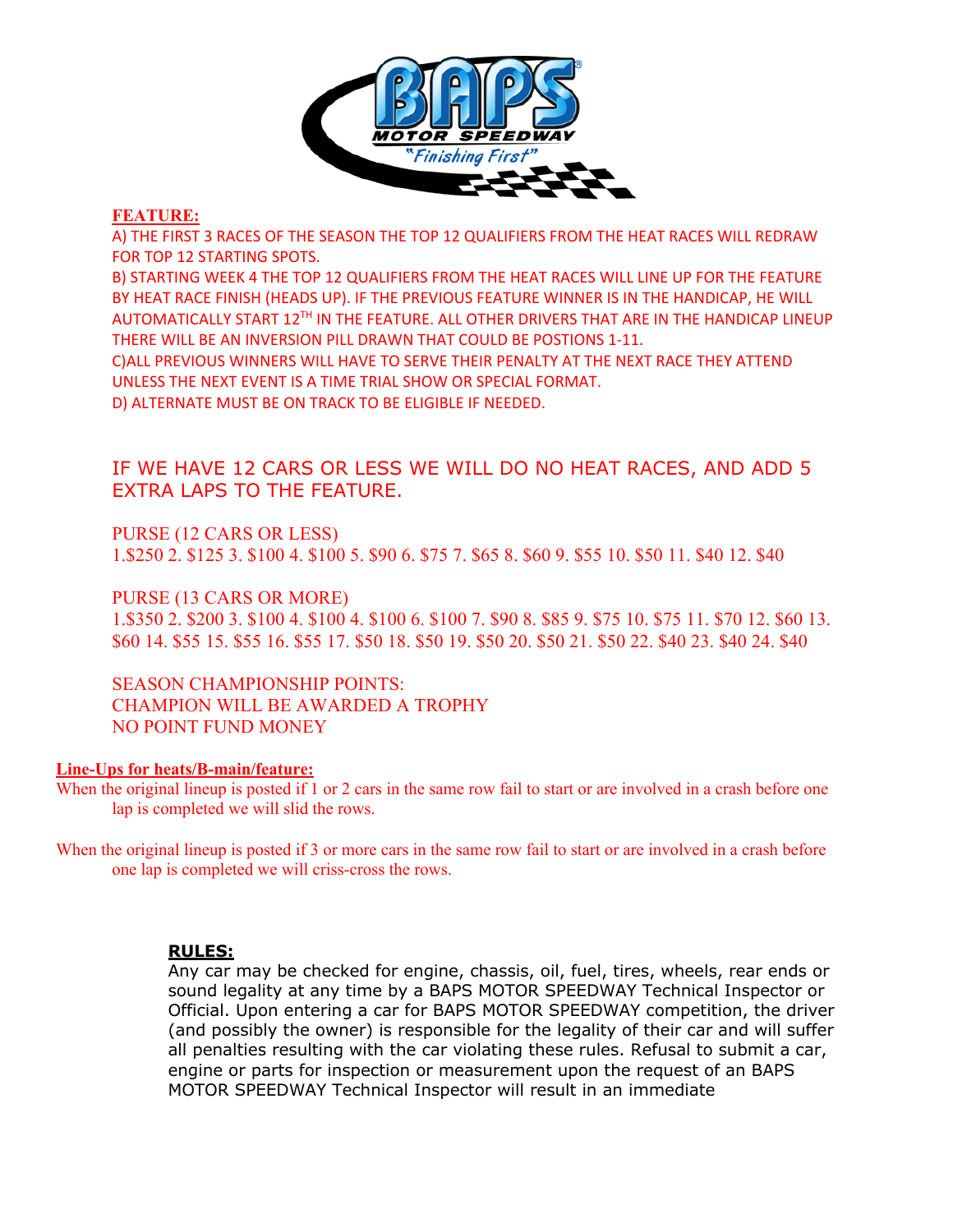**FEATURE:**

A) THE FIRST 3 RACES OF THE SEASON THE TOP 12 QUALIFIERS FROM THE HEAT RACES WILL REDRAW FOR TOP 12 STARTING SPOTS.
B) STARTING WEEK 4 THE TOP 12 QUALIFIERS FROM THE HEAT RACES WILL LINE UP FOR THE FEATURE BY HEAT RACE FINISH (HEADS UP). IF THE PREVIOUS FEATURE WINNER IS IN THE HANDICAP, HE WILL AUTOMATICALLY START 12TH IN THE FEATURE. ALL OTHER DRIVERS THAT ARE IN THE HANDICAP LINEUP THERE WILL BE AN INVERSION PILL DRAWN THAT COULD BE POSTIONS 1-11.
C)ALL PREVIOUS WINNERS WILL HAVE TO SERVE THEIR PENALTY AT THE NEXT RACE THEY ATTEND UNLESS THE NEXT EVENT IS A TIME TRIAL SHOW OR SPECIAL FORMAT.
D) ALTERNATE MUST BE ON TRACK TO BE ELIGIBLE IF NEEDED.

IF WE HAVE 12 CARS OR LESS WE WILL DO NO HEAT RACES, AND ADD 5 EXTRA LAPS TO THE FEATURE.

PURSE (12 CARS OR LESS)
1.$250 2. $125 3. $100 4. $100 5. $90 6. $75 7. $65 8. $60 9. $55 10. $50 11. $40 12. $40

PURSE (13 CARS OR MORE)
1.$350 2. $200 3. $100 4. $100 4. $100 6. $100 7. $90 8. $85 9. $75 10. $75 11. $70 12. $60 13. $60 14. $55 15. $55 16. $55 17. $50 18. $50 19. $50 20. $50 21. $50 22. $40 23. $40 24. $40

SEASON CHAMPIONSHIP POINTS:
CHAMPION WILL BE AWARDED A TROPHY
NO POINT FUND MONEY

**Line-Ups for heats/B-main/feature:**

When the original lineup is posted if 1 or 2 cars in the same row fail to start or are involved in a crash before one lap is completed we will slid the rows.

When the original lineup is posted if 3 or more cars in the same row fail to start or are involved in a crash before one lap is completed we will criss-cross the rows.

**RULES:**

Any car may be checked for engine, chassis, oil, fuel, tires, wheels, rear ends or sound legality at any time by a BAPS MOTOR SPEEDWAY Technical Inspector or Official. Upon entering a car for BAPS MOTOR SPEEDWAY competition, the driver (and possibly the owner) is responsible for the legality of their car and will suffer all penalties resulting with the car violating these rules. Refusal to submit a car, engine or parts for inspection or measurement upon the request of an BAPS MOTOR SPEEDWAY Technical Inspector will result in an immediate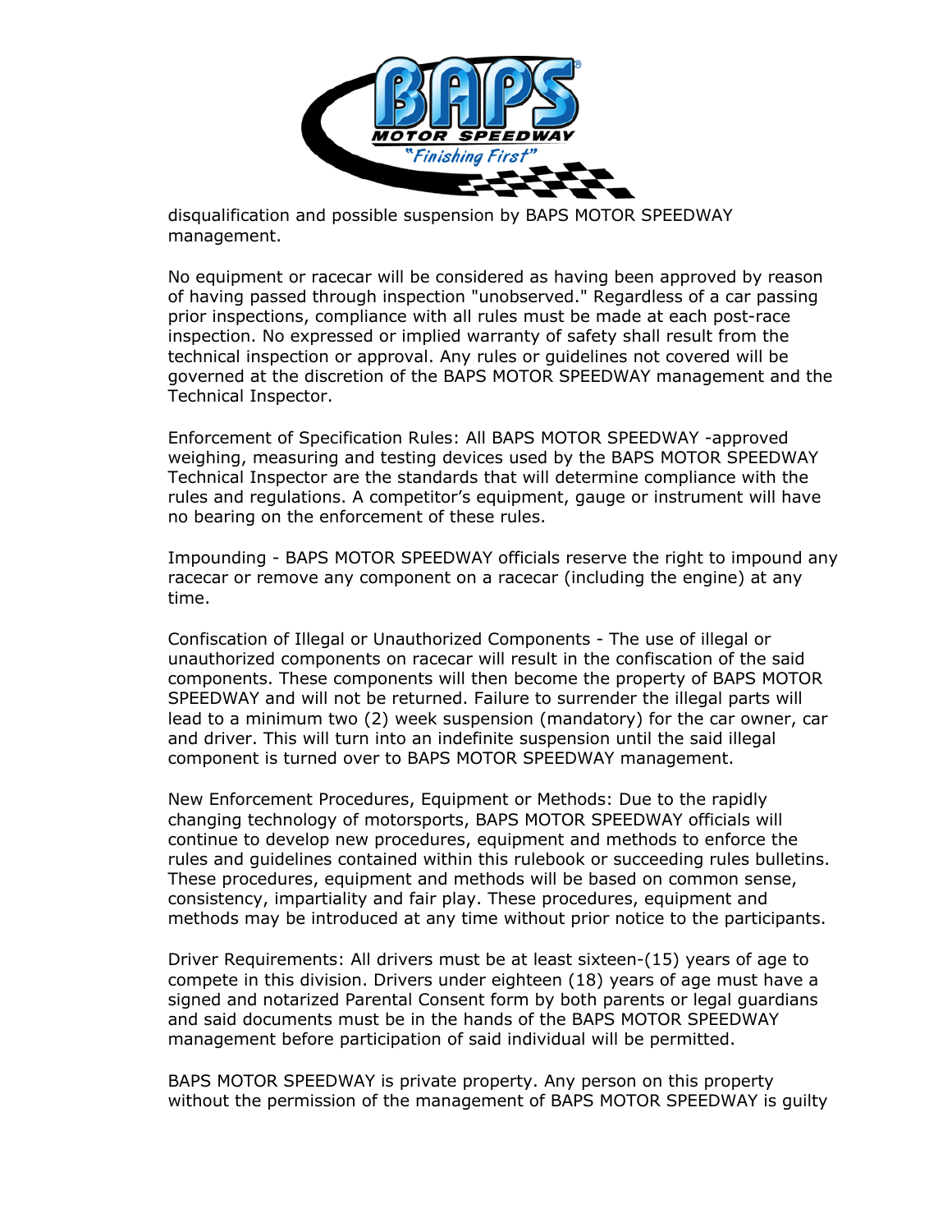disqualification and possible suspension by BAPS MOTOR SPEEDWAY management.

No equipment or racecar will be considered as having been approved by reason of having passed through inspection "unobserved." Regardless of a car passing prior inspections, compliance with all rules must be made at each post-race inspection. No expressed or implied warranty of safety shall result from the technical inspection or approval. Any rules or guidelines not covered will be governed at the discretion of the BAPS MOTOR SPEEDWAY management and the Technical Inspector.

Enforcement of Specification Rules: All BAPS MOTOR SPEEDWAY -approved weighing, measuring and testing devices used by the BAPS MOTOR SPEEDWAY Technical Inspector are the standards that will determine compliance with the rules and regulations. A competitor's equipment, gauge or instrument will have no bearing on the enforcement of these rules.

Impounding - BAPS MOTOR SPEEDWAY officials reserve the right to impound any racecar or remove any component on a racecar (including the engine) at any time.

Confiscation of Illegal or Unauthorized Components - The use of illegal or unauthorized components on racecar will result in the confiscation of the said components. These components will then become the property of BAPS MOTOR SPEEDWAY and will not be returned. Failure to surrender the illegal parts will lead to a minimum two (2) week suspension (mandatory) for the car owner, car and driver. This will turn into an indefinite suspension until the said illegal component is turned over to BAPS MOTOR SPEEDWAY management.

New Enforcement Procedures, Equipment or Methods: Due to the rapidly changing technology of motorsports, BAPS MOTOR SPEEDWAY officials will continue to develop new procedures, equipment and methods to enforce the rules and guidelines contained within this rulebook or succeeding rules bulletins. These procedures, equipment and methods will be based on common sense, consistency, impartiality and fair play. These procedures, equipment and methods may be introduced at any time without prior notice to the participants.

Driver Requirements: All drivers must be at least sixteen-(15) years of age to compete in this division. Drivers under eighteen (18) years of age must have a signed and notarized Parental Consent form by both parents or legal guardians and said documents must be in the hands of the BAPS MOTOR SPEEDWAY management before participation of said individual will be permitted.

BAPS MOTOR SPEEDWAY is private property. Any person on this property without the permission of the management of BAPS MOTOR SPEEDWAY is guilty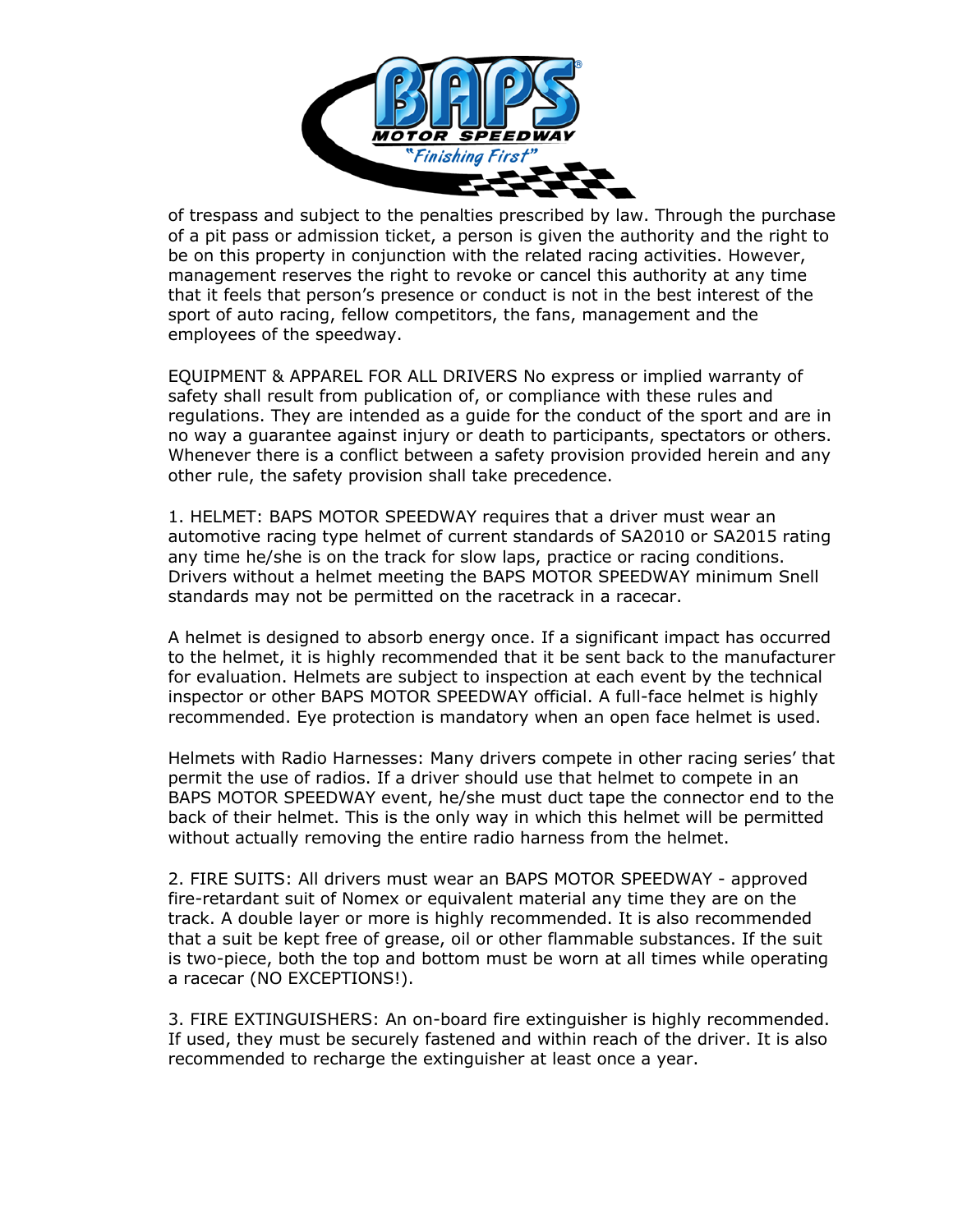of trespass and subject to the penalties prescribed by law. Through the purchase of a pit pass or admission ticket, a person is given the authority and the right to be on this property in conjunction with the related racing activities. However, management reserves the right to revoke or cancel this authority at any time that it feels that person's presence or conduct is not in the best interest of the sport of auto racing, fellow competitors, the fans, management and the employees of the speedway.

EQUIPMENT & APPAREL FOR ALL DRIVERS No express or implied warranty of safety shall result from publication of, or compliance with these rules and regulations. They are intended as a guide for the conduct of the sport and are in no way a guarantee against injury or death to participants, spectators or others. Whenever there is a conflict between a safety provision provided herein and any other rule, the safety provision shall take precedence.

1. HELMET: BAPS MOTOR SPEEDWAY requires that a driver must wear an automotive racing type helmet of current standards of SA2010 or SA2015 rating any time he/she is on the track for slow laps, practice or racing conditions. Drivers without a helmet meeting the BAPS MOTOR SPEEDWAY minimum Snell standards may not be permitted on the racetrack in a racecar.

A helmet is designed to absorb energy once. If a significant impact has occurred to the helmet, it is highly recommended that it be sent back to the manufacturer for evaluation. Helmets are subject to inspection at each event by the technical inspector or other BAPS MOTOR SPEEDWAY official. A full-face helmet is highly recommended. Eye protection is mandatory when an open face helmet is used.

Helmets with Radio Harnesses: Many drivers compete in other racing series' that permit the use of radios. If a driver should use that helmet to compete in an BAPS MOTOR SPEEDWAY event, he/she must duct tape the connector end to the back of their helmet. This is the only way in which this helmet will be permitted without actually removing the entire radio harness from the helmet.

2. FIRE SUITS: All drivers must wear an BAPS MOTOR SPEEDWAY - approved fire-retardant suit of Nomex or equivalent material any time they are on the track. A double layer or more is highly recommended. It is also recommended that a suit be kept free of grease, oil or other flammable substances. If the suit is two-piece, both the top and bottom must be worn at all times while operating a racecar (NO EXCEPTIONS!).

3. FIRE EXTINGUISHERS: An on-board fire extinguisher is highly recommended. If used, they must be securely fastened and within reach of the driver. It is also recommended to recharge the extinguisher at least once a year.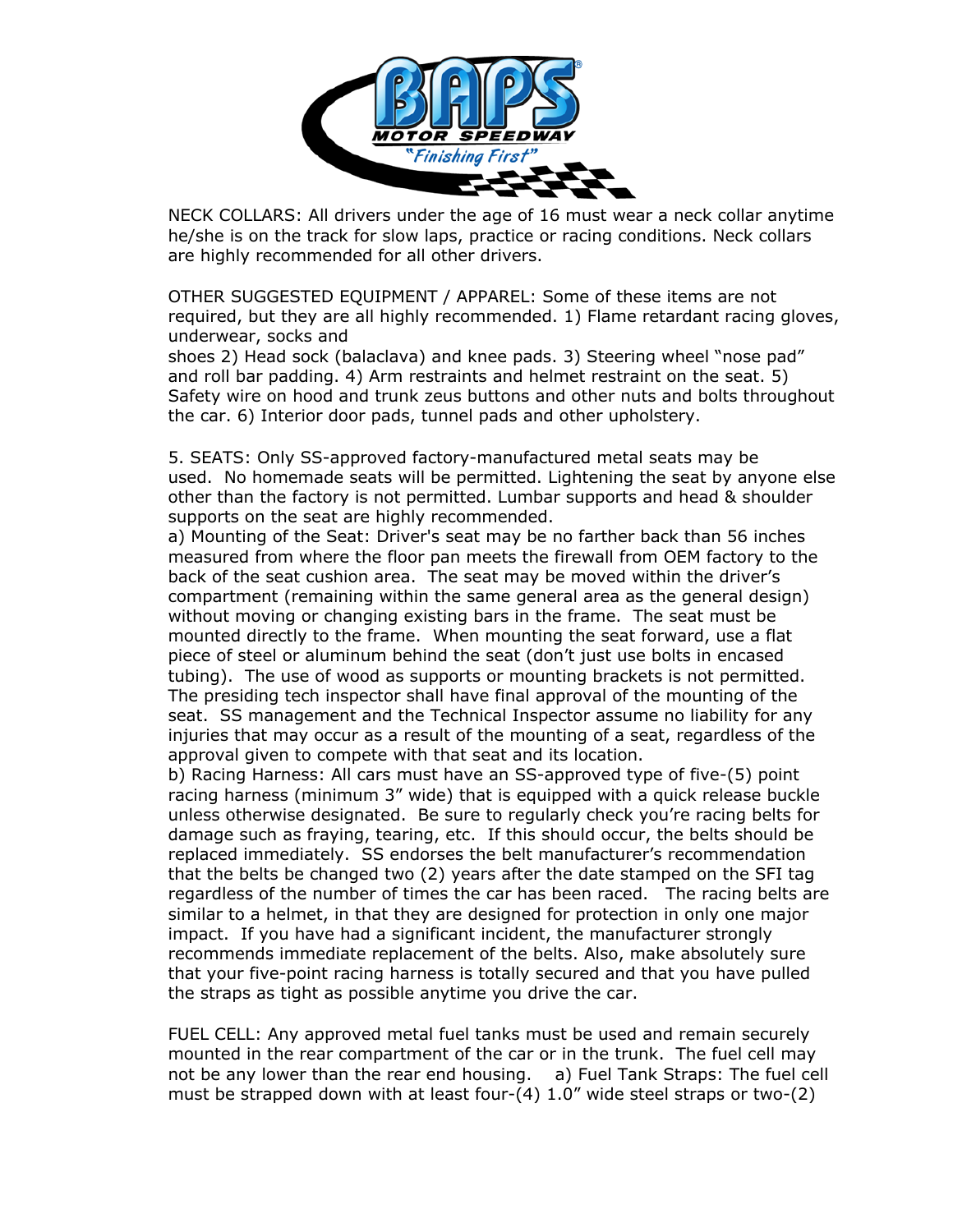NECK COLLARS: All drivers under the age of 16 must wear a neck collar anytime he/she is on the track for slow laps, practice or racing conditions. Neck collars are highly recommended for all other drivers.

OTHER SUGGESTED EQUIPMENT / APPAREL: Some of these items are not required, but they are all highly recommended. 1) Flame retardant racing gloves, underwear, socks and shoes 2) Head sock (balaclava) and knee pads. 3) Steering wheel "nose pad" and roll bar padding. 4) Arm restraints and helmet restraint on the seat. 5) Safety wire on hood and trunk zeus buttons and other nuts and bolts throughout the car. 6) Interior door pads, tunnel pads and other upholstery.

5. SEATS: Only SS-approved factory-manufactured metal seats may be used. No homemade seats will be permitted. Lightening the seat by anyone else other than the factory is not permitted. Lumbar supports and head & shoulder supports on the seat are highly recommended.

a) Mounting of the Seat: Driver's seat may be no farther back than 56 inches measured from where the floor pan meets the firewall from OEM factory to the back of the seat cushion area. The seat may be moved within the driver's compartment (remaining within the same general area as the general design) without moving or changing existing bars in the frame. The seat must be mounted directly to the frame. When mounting the seat forward, use a flat piece of steel or aluminum behind the seat (don't just use bolts in encased tubing). The use of wood as supports or mounting brackets is not permitted. The presiding tech inspector shall have final approval of the mounting of the seat. SS management and the Technical Inspector assume no liability for any injuries that may occur as a result of the mounting of a seat, regardless of the approval given to compete with that seat and its location.

b) Racing Harness: All cars must have an SS-approved type of five-(5) point racing harness (minimum 3" wide) that is equipped with a quick release buckle unless otherwise designated. Be sure to regularly check you're racing belts for damage such as fraying, tearing, etc. If this should occur, the belts should be replaced immediately. SS endorses the belt manufacturer's recommendation that the belts be changed two (2) years after the date stamped on the SFI tag regardless of the number of times the car has been raced. The racing belts are similar to a helmet, in that they are designed for protection in only one major impact. If you have had a significant incident, the manufacturer strongly recommends immediate replacement of the belts. Also, make absolutely sure that your five-point racing harness is totally secured and that you have pulled the straps as tight as possible anytime you drive the car.

FUEL CELL: Any approved metal fuel tanks must be used and remain securely mounted in the rear compartment of the car or in the trunk. The fuel cell may not be any lower than the rear end housing. a) Fuel Tank Straps: The fuel cell must be strapped down with at least four-(4) 1.0" wide steel straps or two-(2)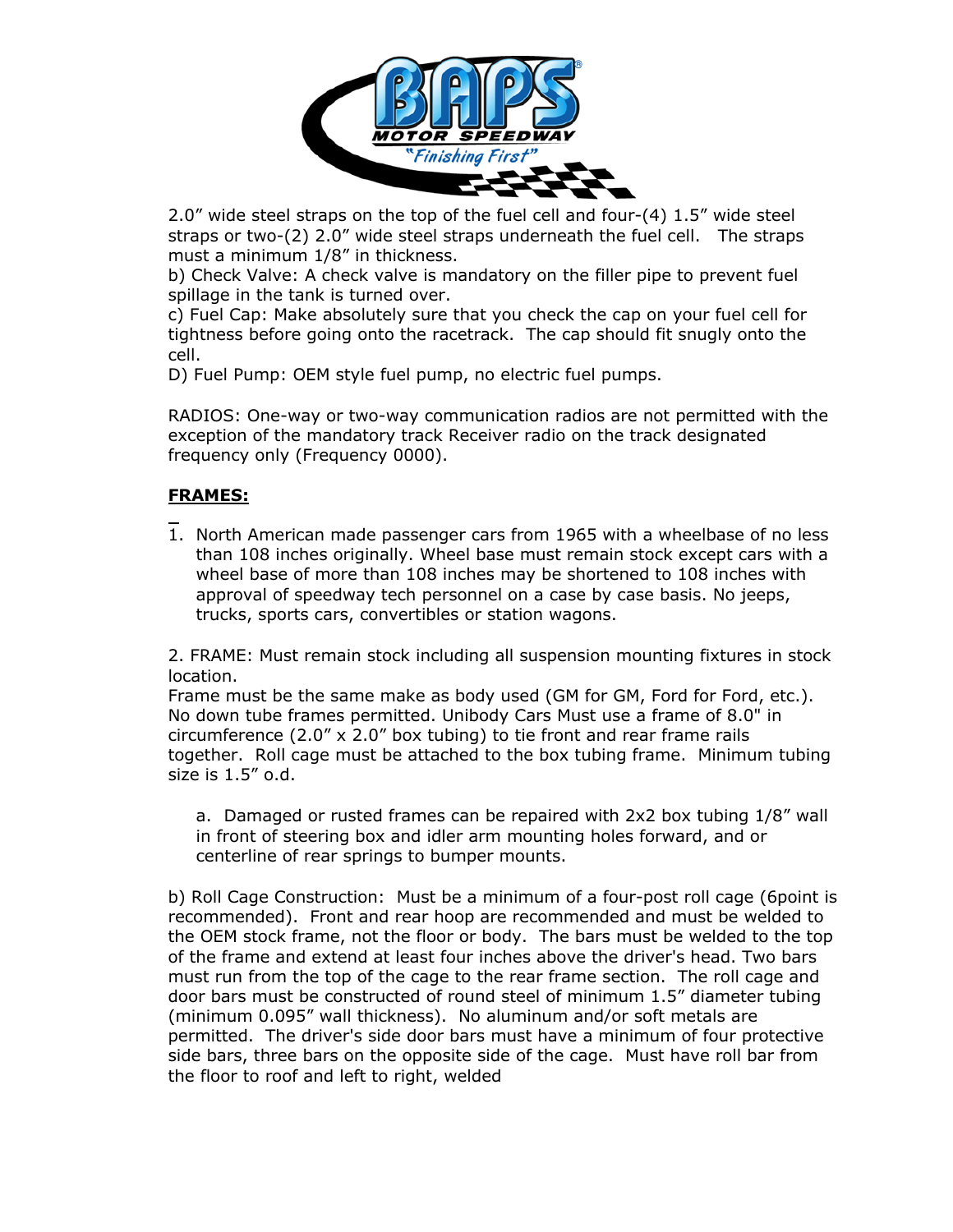2.0" wide steel straps on the top of the fuel cell and four-(4) 1.5" wide steel straps or two-(2) 2.0" wide steel straps underneath the fuel cell. The straps must a minimum 1/8" in thickness.

b) Check Valve: A check valve is mandatory on the filler pipe to prevent fuel spillage in the tank is turned over.

c) Fuel Cap: Make absolutely sure that you check the cap on your fuel cell for tightness before going onto the racetrack. The cap should fit snugly onto the cell.

D) Fuel Pump: OEM style fuel pump, no electric fuel pumps.

RADIOS: One-way or two-way communication radios are not permitted with the exception of the mandatory track Receiver radio on the track designated frequency only (Frequency 0000).

## FRAMES:

1. North American made passenger cars from 1965 with a wheelbase of no less than 108 inches originally. Wheel base must remain stock except cars with a wheel base of more than 108 inches may be shortened to 108 inches with approval of speedway tech personnel on a case by case basis. No jeeps, trucks, sports cars, convertibles or station wagons.

2. FRAME: Must remain stock including all suspension mounting fixtures in stock location.
Frame must be the same make as body used (GM for GM, Ford for Ford, etc.). No down tube frames permitted. Unibody Cars Must use a frame of 8.0" in circumference (2.0" x 2.0" box tubing) to tie front and rear frame rails together. Roll cage must be attached to the box tubing frame. Minimum tubing size is 1.5" o.d.

   a. Damaged or rusted frames can be repaired with 2x2 box tubing 1/8" wall in front of steering box and idler arm mounting holes forward, and or centerline of rear springs to bumper mounts.

b) Roll Cage Construction: Must be a minimum of a four-post roll cage (6point is recommended). Front and rear hoop are recommended and must be welded to the OEM stock frame, not the floor or body. The bars must be welded to the top of the frame and extend at least four inches above the driver's head. Two bars must run from the top of the cage to the rear frame section. The roll cage and door bars must be constructed of round steel of minimum 1.5" diameter tubing (minimum 0.095" wall thickness). No aluminum and/or soft metals are permitted. The driver's side door bars must have a minimum of four protective side bars, three bars on the opposite side of the cage. Must have roll bar from the floor to roof and left to right, welded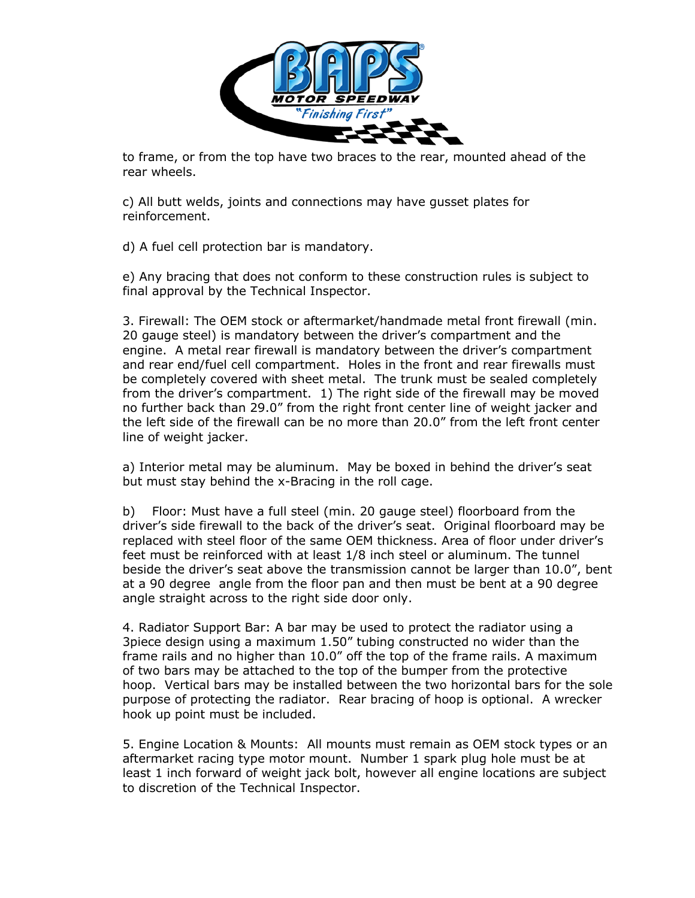to frame, or from the top have two braces to the rear, mounted ahead of the rear wheels.

c) All butt welds, joints and connections may have gusset plates for reinforcement.

d) A fuel cell protection bar is mandatory.

e) Any bracing that does not conform to these construction rules is subject to final approval by the Technical Inspector.

3. Firewall: The OEM stock or aftermarket/handmade metal front firewall (min. 20 gauge steel) is mandatory between the driver's compartment and the engine. A metal rear firewall is mandatory between the driver's compartment and rear end/fuel cell compartment. Holes in the front and rear firewalls must be completely covered with sheet metal. The trunk must be sealed completely from the driver's compartment. 1) The right side of the firewall may be moved no further back than 29.0" from the right front center line of weight jacker and the left side of the firewall can be no more than 20.0" from the left front center line of weight jacker.

a) Interior metal may be aluminum. May be boxed in behind the driver's seat but must stay behind the x-Bracing in the roll cage.

b) Floor: Must have a full steel (min. 20 gauge steel) floorboard from the driver's side firewall to the back of the driver's seat. Original floorboard may be replaced with steel floor of the same OEM thickness. Area of floor under driver's feet must be reinforced with at least 1/8 inch steel or aluminum. The tunnel beside the driver's seat above the transmission cannot be larger than 10.0", bent at a 90 degree angle from the floor pan and then must be bent at a 90 degree angle straight across to the right side door only.

4. Radiator Support Bar: A bar may be used to protect the radiator using a 3piece design using a maximum 1.50" tubing constructed no wider than the frame rails and no higher than 10.0" off the top of the frame rails. A maximum of two bars may be attached to the top of the bumper from the protective hoop. Vertical bars may be installed between the two horizontal bars for the sole purpose of protecting the radiator. Rear bracing of hoop is optional. A wrecker hook up point must be included.

5. Engine Location & Mounts: All mounts must remain as OEM stock types or an aftermarket racing type motor mount. Number 1 spark plug hole must be at least 1 inch forward of weight jack bolt, however all engine locations are subject to discretion of the Technical Inspector.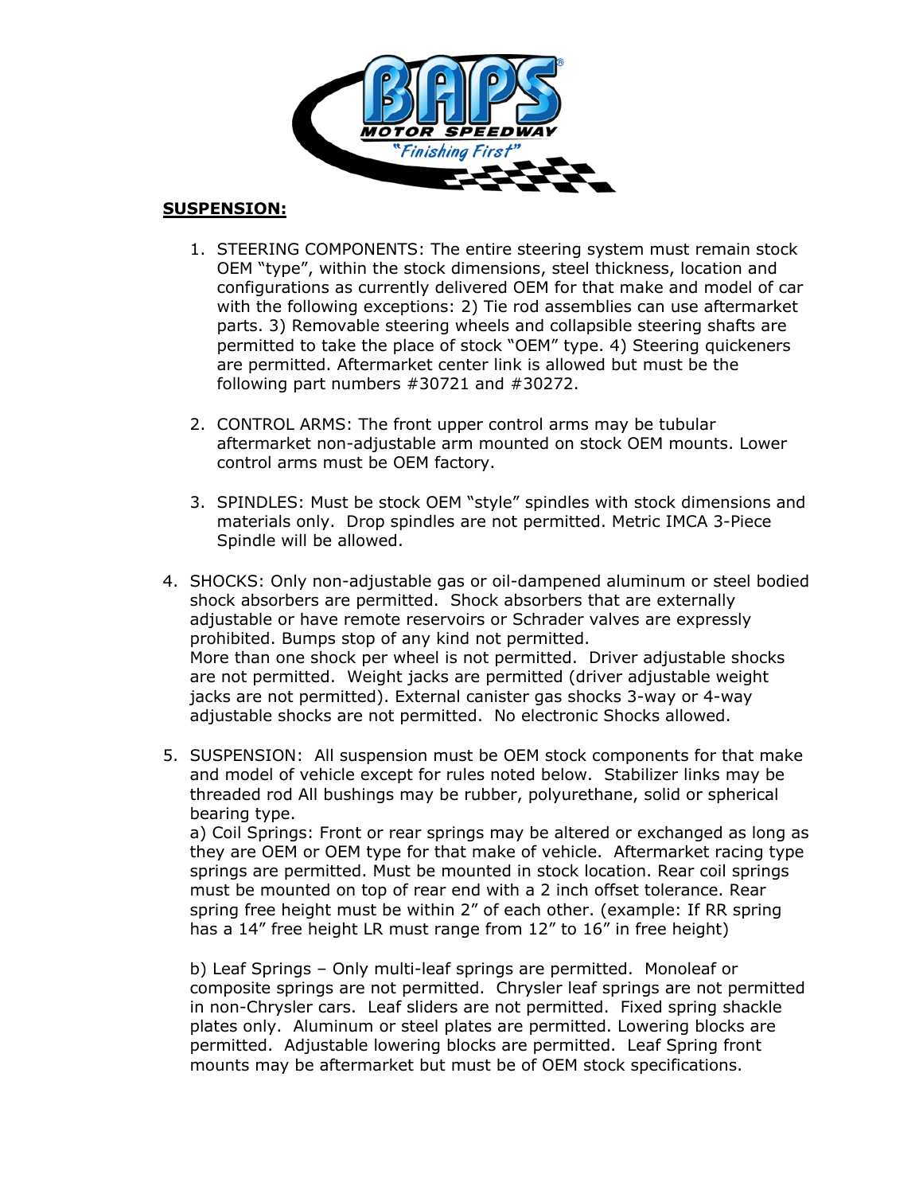## SUSPENSION:

1. STEERING COMPONENTS: The entire steering system must remain stock OEM "type", within the stock dimensions, steel thickness, location and configurations as currently delivered OEM for that make and model of car with the following exceptions: 2) Tie rod assemblies can use aftermarket parts. 3) Removable steering wheels and collapsible steering shafts are permitted to take the place of stock "OEM" type. 4) Steering quickeners are permitted. Aftermarket center link is allowed but must be the following part numbers #30721 and #30272.

2. CONTROL ARMS: The front upper control arms may be tubular aftermarket non-adjustable arm mounted on stock OEM mounts. Lower control arms must be OEM factory.

3. SPINDLES: Must be stock OEM "style" spindles with stock dimensions and materials only. Drop spindles are not permitted. Metric IMCA 3-Piece Spindle will be allowed.

4. SHOCKS: Only non-adjustable gas or oil-dampened aluminum or steel bodied shock absorbers are permitted. Shock absorbers that are externally adjustable or have remote reservoirs or Schrader valves are expressly prohibited. Bumps stop of any kind not permitted.
   More than one shock per wheel is not permitted. Driver adjustable shocks are not permitted. Weight jacks are permitted (driver adjustable weight jacks are not permitted). External canister gas shocks 3-way or 4-way adjustable shocks are not permitted. No electronic Shocks allowed.

5. SUSPENSION: All suspension must be OEM stock components for that make and model of vehicle except for rules noted below. Stabilizer links may be threaded rod All bushings may be rubber, polyurethane, solid or spherical bearing type.
   a) Coil Springs: Front or rear springs may be altered or exchanged as long as they are OEM or OEM type for that make of vehicle. Aftermarket racing type springs are permitted. Must be mounted in stock location. Rear coil springs must be mounted on top of rear end with a 2 inch offset tolerance. Rear spring free height must be within 2" of each other. (example: If RR spring has a 14" free height LR must range from 12" to 16" in free height)

   b) Leaf Springs – Only multi-leaf springs are permitted. Monoleaf or composite springs are not permitted. Chrysler leaf springs are not permitted in non-Chrysler cars. Leaf sliders are not permitted. Fixed spring shackle plates only. Aluminum or steel plates are permitted. Lowering blocks are permitted. Adjustable lowering blocks are permitted. Leaf Spring front mounts may be aftermarket but must be of OEM stock specifications.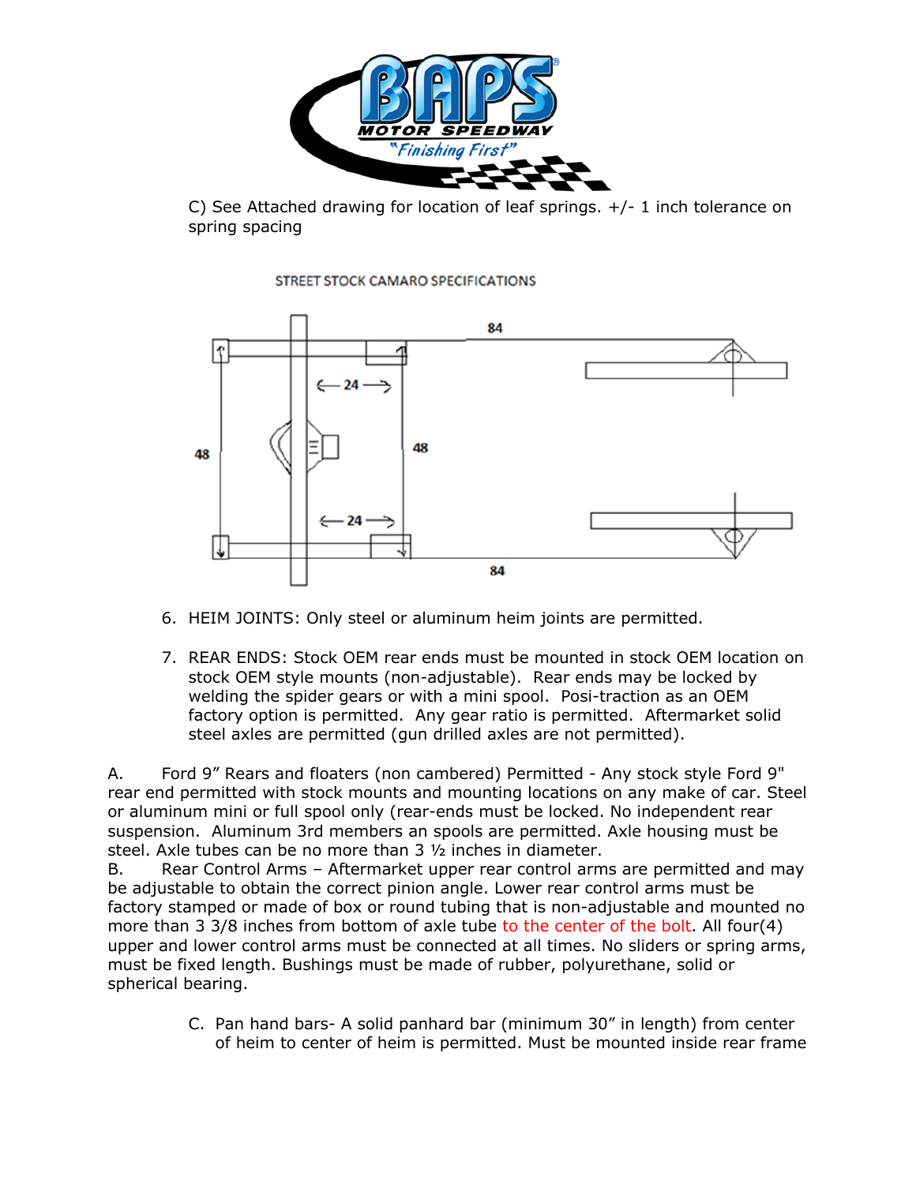C) See Attached drawing for location of leaf springs. +/- 1 inch tolerance on spring spacing

STREET STOCK CAMARO SPECIFICATIONS

84

24

48

48

24

84

6. HEIM JOINTS: Only steel or aluminum heim joints are permitted.

7. REAR ENDS: Stock OEM rear ends must be mounted in stock OEM location on stock OEM style mounts (non-adjustable). Rear ends may be locked by welding the spider gears or with a mini spool. Posi-traction as an OEM factory option is permitted. Any gear ratio is permitted. Aftermarket solid steel axles are permitted (gun drilled axles are not permitted).

A. Ford 9" Rears and floaters (non cambered) Permitted - Any stock style Ford 9" rear end permitted with stock mounts and mounting locations on any make of car. Steel or aluminum mini or full spool only (rear-ends must be locked. No independent rear suspension. Aluminum 3rd members an spools are permitted. Axle housing must be steel. Axle tubes can be no more than 3 ½ inches in diameter.

B. Rear Control Arms – Aftermarket upper rear control arms are permitted and may be adjustable to obtain the correct pinion angle. Lower rear control arms must be factory stamped or made of box or round tubing that is non-adjustable and mounted no more than 3 3/8 inches from bottom of axle tube to the center of the bolt. All four(4) upper and lower control arms must be connected at all times. No sliders or spring arms, must be fixed length. Bushings must be made of rubber, polyurethane, solid or spherical bearing.

C. Pan hand bars- A solid panhard bar (minimum 30" in length) from center of heim to center of heim is permitted. Must be mounted inside rear frame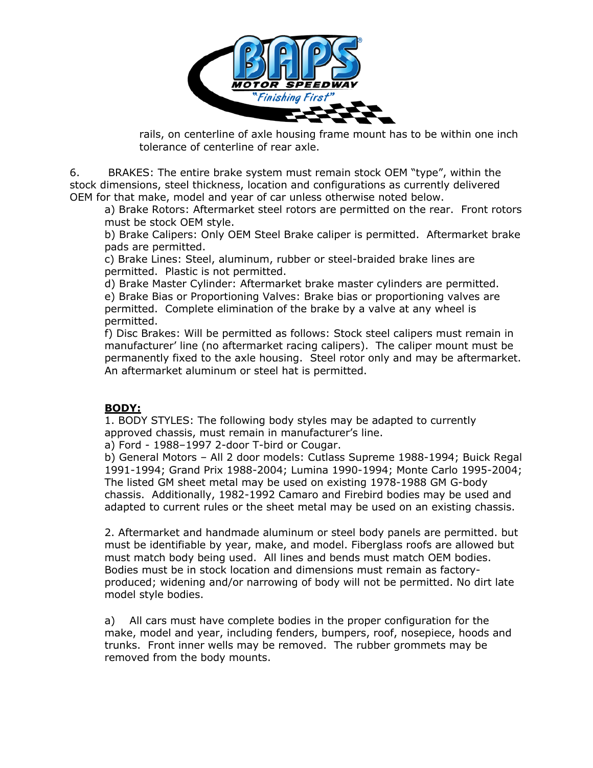rails, on centerline of axle housing frame mount has to be within one inch tolerance of centerline of rear axle.

6. BRAKES: The entire brake system must remain stock OEM "type", within the stock dimensions, steel thickness, location and configurations as currently delivered OEM for that make, model and year of car unless otherwise noted below.

a) Brake Rotors: Aftermarket steel rotors are permitted on the rear. Front rotors must be stock OEM style.

b) Brake Calipers: Only OEM Steel Brake caliper is permitted. Aftermarket brake pads are permitted.

c) Brake Lines: Steel, aluminum, rubber or steel-braided brake lines are permitted. Plastic is not permitted.

d) Brake Master Cylinder: Aftermarket brake master cylinders are permitted.

e) Brake Bias or Proportioning Valves: Brake bias or proportioning valves are permitted. Complete elimination of the brake by a valve at any wheel is permitted.

f) Disc Brakes: Will be permitted as follows: Stock steel calipers must remain in manufacturer' line (no aftermarket racing calipers). The caliper mount must be permanently fixed to the axle housing. Steel rotor only and may be aftermarket. An aftermarket aluminum or steel hat is permitted.

**BODY:**

1. BODY STYLES: The following body styles may be adapted to currently approved chassis, must remain in manufacturer's line.

a) Ford - 1988–1997 2-door T-bird or Cougar.

b) General Motors – All 2 door models: Cutlass Supreme 1988-1994; Buick Regal 1991-1994; Grand Prix 1988-2004; Lumina 1990-1994; Monte Carlo 1995-2004; The listed GM sheet metal may be used on existing 1978-1988 GM G-body chassis. Additionally, 1982-1992 Camaro and Firebird bodies may be used and adapted to current rules or the sheet metal may be used on an existing chassis.

2. Aftermarket and handmade aluminum or steel body panels are permitted. but must be identifiable by year, make, and model. Fiberglass roofs are allowed but must match body being used. All lines and bends must match OEM bodies. Bodies must be in stock location and dimensions must remain as factory-produced; widening and/or narrowing of body will not be permitted. No dirt late model style bodies.

a) All cars must have complete bodies in the proper configuration for the make, model and year, including fenders, bumpers, roof, nosepiece, hoods and trunks. Front inner wells may be removed. The rubber grommets may be removed from the body mounts.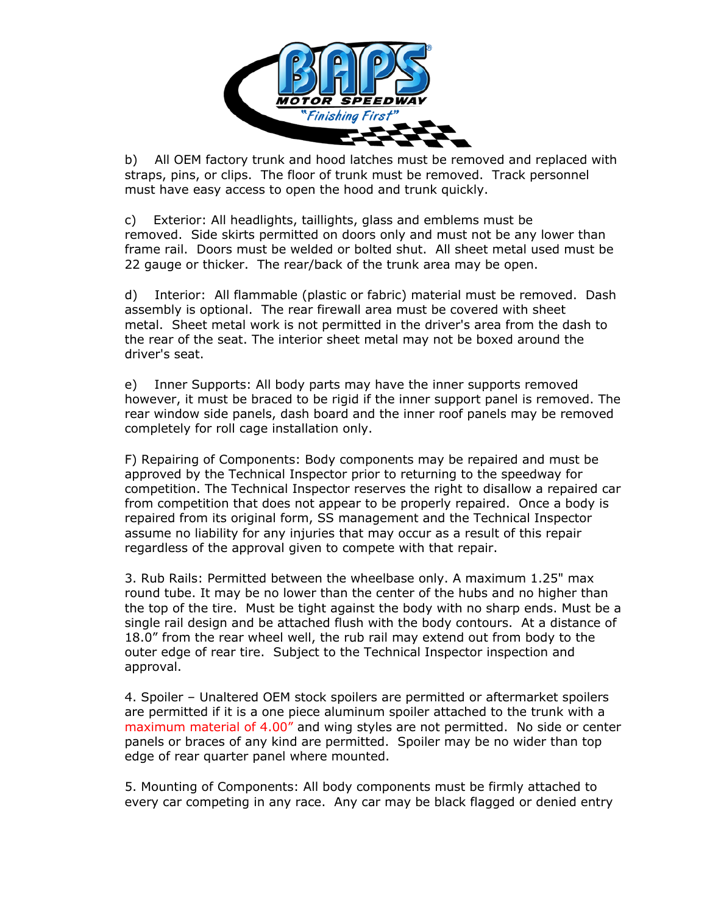b) All OEM factory trunk and hood latches must be removed and replaced with straps, pins, or clips. The floor of trunk must be removed. Track personnel must have easy access to open the hood and trunk quickly.

c) Exterior: All headlights, taillights, glass and emblems must be removed. Side skirts permitted on doors only and must not be any lower than frame rail. Doors must be welded or bolted shut. All sheet metal used must be 22 gauge or thicker. The rear/back of the trunk area may be open.

d) Interior: All flammable (plastic or fabric) material must be removed. Dash assembly is optional. The rear firewall area must be covered with sheet metal. Sheet metal work is not permitted in the driver's area from the dash to the rear of the seat. The interior sheet metal may not be boxed around the driver's seat.

e) Inner Supports: All body parts may have the inner supports removed however, it must be braced to be rigid if the inner support panel is removed. The rear window side panels, dash board and the inner roof panels may be removed completely for roll cage installation only.

F) Repairing of Components: Body components may be repaired and must be approved by the Technical Inspector prior to returning to the speedway for competition. The Technical Inspector reserves the right to disallow a repaired car from competition that does not appear to be properly repaired. Once a body is repaired from its original form, SS management and the Technical Inspector assume no liability for any injuries that may occur as a result of this repair regardless of the approval given to compete with that repair.

3. Rub Rails: Permitted between the wheelbase only. A maximum 1.25" max round tube. It may be no lower than the center of the hubs and no higher than the top of the tire. Must be tight against the body with no sharp ends. Must be a single rail design and be attached flush with the body contours. At a distance of 18.0" from the rear wheel well, the rub rail may extend out from body to the outer edge of rear tire. Subject to the Technical Inspector inspection and approval.

4. Spoiler – Unaltered OEM stock spoilers are permitted or aftermarket spoilers are permitted if it is a one piece aluminum spoiler attached to the trunk with a maximum material of 4.00" and wing styles are not permitted. No side or center panels or braces of any kind are permitted. Spoiler may be no wider than top edge of rear quarter panel where mounted.

5. Mounting of Components: All body components must be firmly attached to every car competing in any race. Any car may be black flagged or denied entry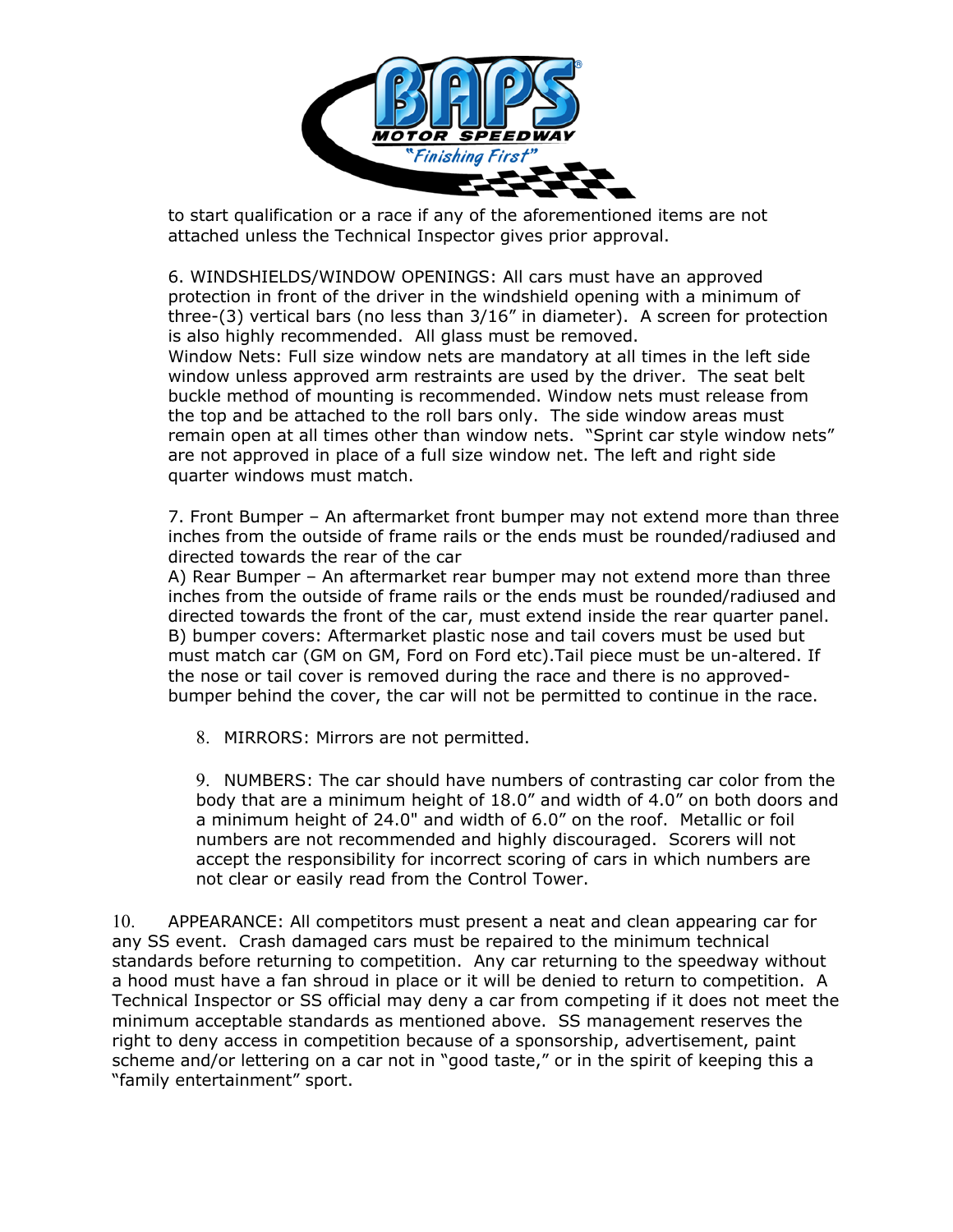to start qualification or a race if any of the aforementioned items are not attached unless the Technical Inspector gives prior approval.

6. WINDSHIELDS/WINDOW OPENINGS: All cars must have an approved protection in front of the driver in the windshield opening with a minimum of three-(3) vertical bars (no less than 3/16" in diameter). A screen for protection is also highly recommended. All glass must be removed.
Window Nets: Full size window nets are mandatory at all times in the left side window unless approved arm restraints are used by the driver. The seat belt buckle method of mounting is recommended. Window nets must release from the top and be attached to the roll bars only. The side window areas must remain open at all times other than window nets. "Sprint car style window nets" are not approved in place of a full size window net. The left and right side quarter windows must match.

7. Front Bumper – An aftermarket front bumper may not extend more than three inches from the outside of frame rails or the ends must be rounded/radiused and directed towards the rear of the car
A) Rear Bumper – An aftermarket rear bumper may not extend more than three inches from the outside of frame rails or the ends must be rounded/radiused and directed towards the front of the car, must extend inside the rear quarter panel.
B) bumper covers: Aftermarket plastic nose and tail covers must be used but must match car (GM on GM, Ford on Ford etc).Tail piece must be un-altered. If the nose or tail cover is removed during the race and there is no approved-bumper behind the cover, the car will not be permitted to continue in the race.

8. MIRRORS: Mirrors are not permitted.

9. NUMBERS: The car should have numbers of contrasting car color from the body that are a minimum height of 18.0" and width of 4.0" on both doors and a minimum height of 24.0" and width of 6.0" on the roof. Metallic or foil numbers are not recommended and highly discouraged. Scorers will not accept the responsibility for incorrect scoring of cars in which numbers are not clear or easily read from the Control Tower.

10. APPEARANCE: All competitors must present a neat and clean appearing car for any SS event. Crash damaged cars must be repaired to the minimum technical standards before returning to competition. Any car returning to the speedway without a hood must have a fan shroud in place or it will be denied to return to competition. A Technical Inspector or SS official may deny a car from competing if it does not meet the minimum acceptable standards as mentioned above. SS management reserves the right to deny access in competition because of a sponsorship, advertisement, paint scheme and/or lettering on a car not in "good taste," or in the spirit of keeping this a "family entertainment" sport.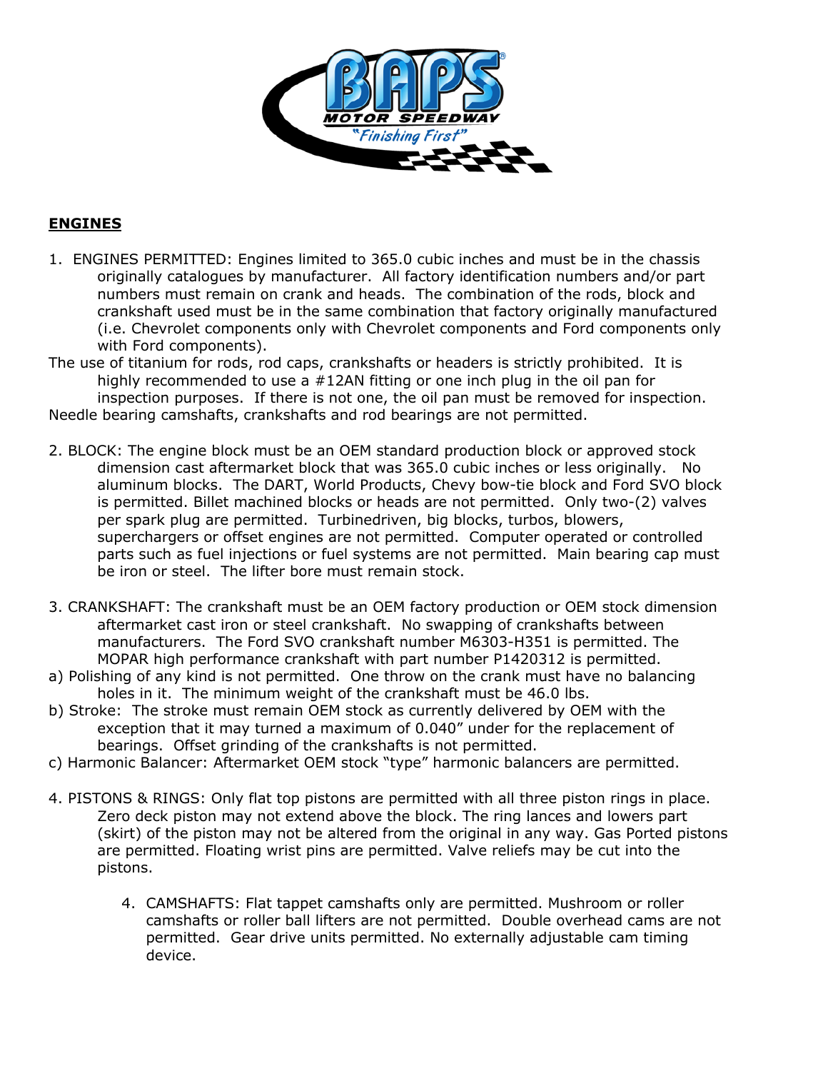## ENGINES

1. ENGINES PERMITTED: Engines limited to 365.0 cubic inches and must be in the chassis originally catalogues by manufacturer. All factory identification numbers and/or part numbers must remain on crank and heads. The combination of the rods, block and crankshaft used must be in the same combination that factory originally manufactured (i.e. Chevrolet components only with Chevrolet components and Ford components only with Ford components).

The use of titanium for rods, rod caps, crankshafts or headers is strictly prohibited. It is highly recommended to use a #12AN fitting or one inch plug in the oil pan for inspection purposes. If there is not one, the oil pan must be removed for inspection.

Needle bearing camshafts, crankshafts and rod bearings are not permitted.

2. BLOCK: The engine block must be an OEM standard production block or approved stock dimension cast aftermarket block that was 365.0 cubic inches or less originally. No aluminum blocks. The DART, World Products, Chevy bow-tie block and Ford SVO block is permitted. Billet machined blocks or heads are not permitted. Only two-(2) valves per spark plug are permitted. Turbinedriven, big blocks, turbos, blowers, superchargers or offset engines are not permitted. Computer operated or controlled parts such as fuel injections or fuel systems are not permitted. Main bearing cap must be iron or steel. The lifter bore must remain stock.

3. CRANKSHAFT: The crankshaft must be an OEM factory production or OEM stock dimension aftermarket cast iron or steel crankshaft. No swapping of crankshafts between manufacturers. The Ford SVO crankshaft number M6303-H351 is permitted. The MOPAR high performance crankshaft with part number P1420312 is permitted.

a) Polishing of any kind is not permitted. One throw on the crank must have no balancing holes in it. The minimum weight of the crankshaft must be 46.0 lbs.

b) Stroke: The stroke must remain OEM stock as currently delivered by OEM with the exception that it may turned a maximum of 0.040" under for the replacement of bearings. Offset grinding of the crankshafts is not permitted.

c) Harmonic Balancer: Aftermarket OEM stock "type" harmonic balancers are permitted.

4. PISTONS & RINGS: Only flat top pistons are permitted with all three piston rings in place. Zero deck piston may not extend above the block. The ring lances and lowers part (skirt) of the piston may not be altered from the original in any way. Gas Ported pistons are permitted. Floating wrist pins are permitted. Valve reliefs may be cut into the pistons.

4. CAMSHAFTS: Flat tappet camshafts only are permitted. Mushroom or roller camshafts or roller ball lifters are not permitted. Double overhead cams are not permitted. Gear drive units permitted. No externally adjustable cam timing device.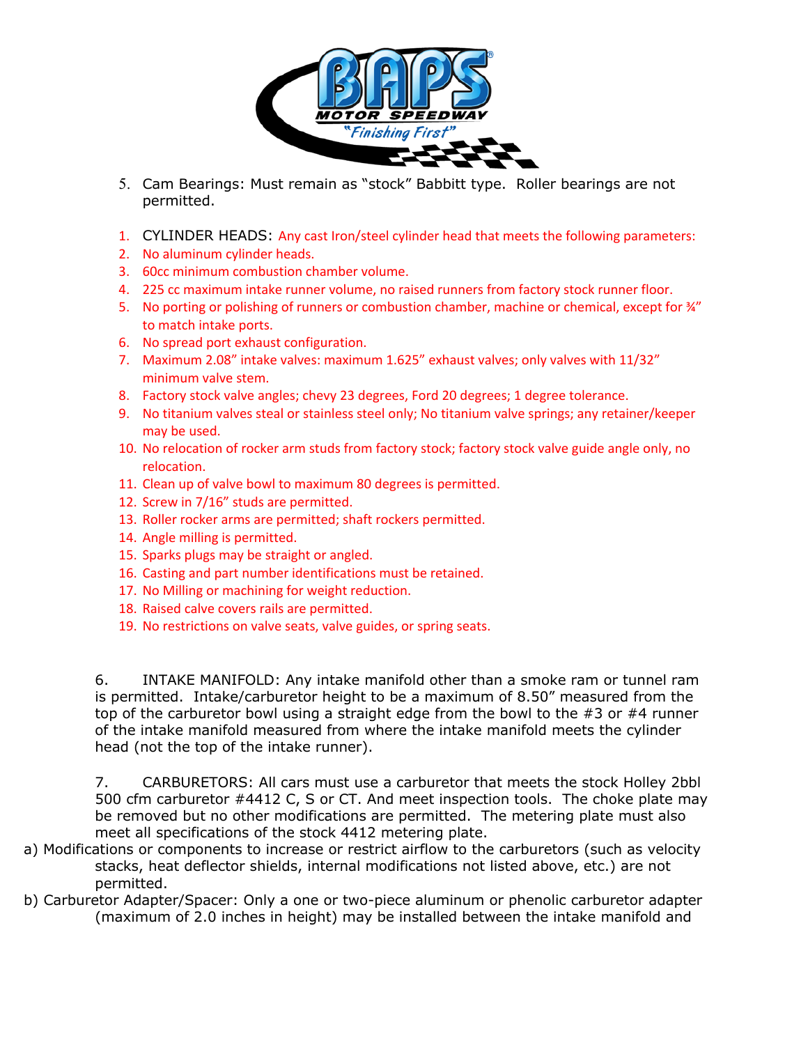5. Cam Bearings: Must remain as "stock" Babbitt type. Roller bearings are not permitted.

1. CYLINDER HEADS: Any cast Iron/steel cylinder head that meets the following parameters:
2. No aluminum cylinder heads.
3. 60cc minimum combustion chamber volume.
4. 225 cc maximum intake runner volume, no raised runners from factory stock runner floor.
5. No porting or polishing of runners or combustion chamber, machine or chemical, except for ¾" to match intake ports.
6. No spread port exhaust configuration.
7. Maximum 2.08" intake valves: maximum 1.625" exhaust valves; only valves with 11/32" minimum valve stem.
8. Factory stock valve angles; chevy 23 degrees, Ford 20 degrees; 1 degree tolerance.
9. No titanium valves steal or stainless steel only; No titanium valve springs; any retainer/keeper may be used.
10. No relocation of rocker arm studs from factory stock; factory stock valve guide angle only, no relocation.
11. Clean up of valve bowl to maximum 80 degrees is permitted.
12. Screw in 7/16" studs are permitted.
13. Roller rocker arms are permitted; shaft rockers permitted.
14. Angle milling is permitted.
15. Sparks plugs may be straight or angled.
16. Casting and part number identifications must be retained.
17. No Milling or machining for weight reduction.
18. Raised calve covers rails are permitted.
19. No restrictions on valve seats, valve guides, or spring seats.

6. INTAKE MANIFOLD: Any intake manifold other than a smoke ram or tunnel ram is permitted. Intake/carburetor height to be a maximum of 8.50" measured from the top of the carburetor bowl using a straight edge from the bowl to the #3 or #4 runner of the intake manifold measured from where the intake manifold meets the cylinder head (not the top of the intake runner).

7. CARBURETORS: All cars must use a carburetor that meets the stock Holley 2bbl 500 cfm carburetor #4412 C, S or CT. And meet inspection tools. The choke plate may be removed but no other modifications are permitted. The metering plate must also meet all specifications of the stock 4412 metering plate.

a) Modifications or components to increase or restrict airflow to the carburetors (such as velocity stacks, heat deflector shields, internal modifications not listed above, etc.) are not permitted.

b) Carburetor Adapter/Spacer: Only a one or two-piece aluminum or phenolic carburetor adapter (maximum of 2.0 inches in height) may be installed between the intake manifold and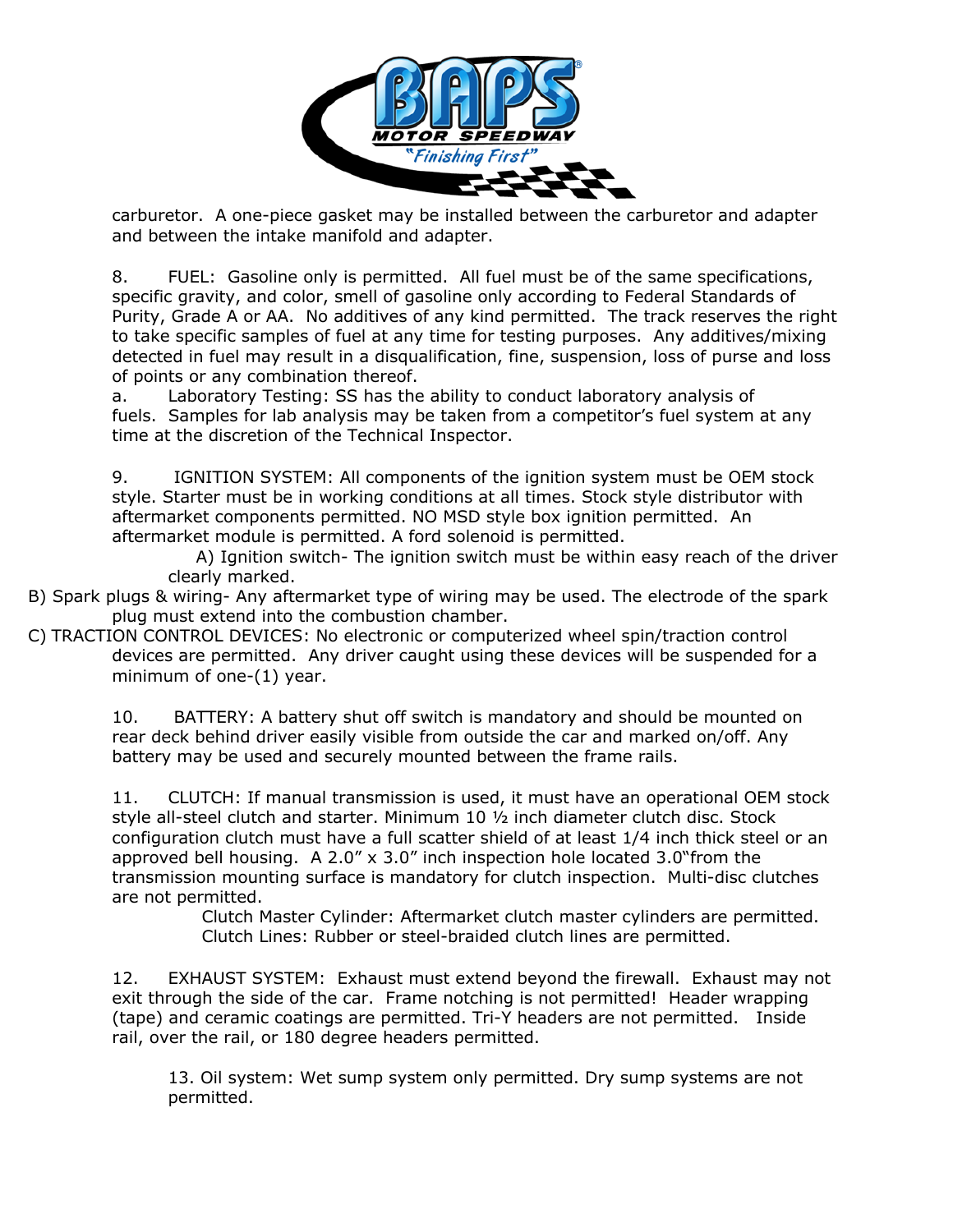carburetor. A one-piece gasket may be installed between the carburetor and adapter and between the intake manifold and adapter.

8. FUEL: Gasoline only is permitted. All fuel must be of the same specifications, specific gravity, and color, smell of gasoline only according to Federal Standards of Purity, Grade A or AA. No additives of any kind permitted. The track reserves the right to take specific samples of fuel at any time for testing purposes. Any additives/mixing detected in fuel may result in a disqualification, fine, suspension, loss of purse and loss of points or any combination thereof.

a. Laboratory Testing: SS has the ability to conduct laboratory analysis of fuels. Samples for lab analysis may be taken from a competitor's fuel system at any time at the discretion of the Technical Inspector.

9. IGNITION SYSTEM: All components of the ignition system must be OEM stock style. Starter must be in working conditions at all times. Stock style distributor with aftermarket components permitted. NO MSD style box ignition permitted. An aftermarket module is permitted. A ford solenoid is permitted.

A) Ignition switch- The ignition switch must be within easy reach of the driver clearly marked.

B) Spark plugs & wiring- Any aftermarket type of wiring may be used. The electrode of the spark plug must extend into the combustion chamber.

C) TRACTION CONTROL DEVICES: No electronic or computerized wheel spin/traction control devices are permitted. Any driver caught using these devices will be suspended for a minimum of one-(1) year.

10. BATTERY: A battery shut off switch is mandatory and should be mounted on rear deck behind driver easily visible from outside the car and marked on/off. Any battery may be used and securely mounted between the frame rails.

11. CLUTCH: If manual transmission is used, it must have an operational OEM stock style all-steel clutch and starter. Minimum 10 ½ inch diameter clutch disc. Stock configuration clutch must have a full scatter shield of at least 1/4 inch thick steel or an approved bell housing. A 2.0" x 3.0" inch inspection hole located 3.0"from the transmission mounting surface is mandatory for clutch inspection. Multi-disc clutches are not permitted.

Clutch Master Cylinder: Aftermarket clutch master cylinders are permitted.
Clutch Lines: Rubber or steel-braided clutch lines are permitted.

12. EXHAUST SYSTEM: Exhaust must extend beyond the firewall. Exhaust may not exit through the side of the car. Frame notching is not permitted! Header wrapping (tape) and ceramic coatings are permitted. Tri-Y headers are not permitted. Inside rail, over the rail, or 180 degree headers permitted.

13. Oil system: Wet sump system only permitted. Dry sump systems are not permitted.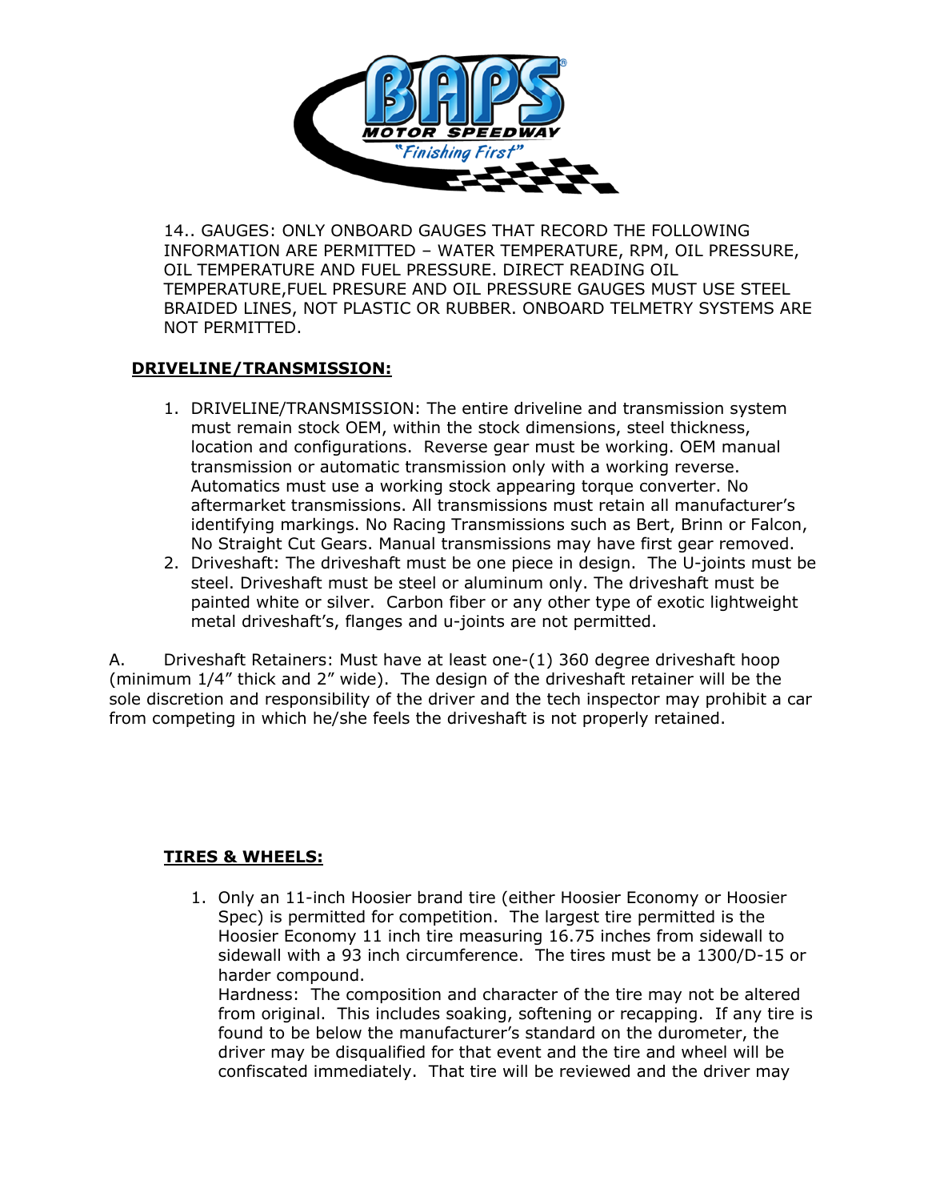14.. GAUGES: ONLY ONBOARD GAUGES THAT RECORD THE FOLLOWING INFORMATION ARE PERMITTED – WATER TEMPERATURE, RPM, OIL PRESSURE, OIL TEMPERATURE AND FUEL PRESSURE. DIRECT READING OIL TEMPERATURE,FUEL PRESURE AND OIL PRESSURE GAUGES MUST USE STEEL BRAIDED LINES, NOT PLASTIC OR RUBBER. ONBOARD TELMETRY SYSTEMS ARE NOT PERMITTED.

**DRIVELINE/TRANSMISSION:**

1. DRIVELINE/TRANSMISSION: The entire driveline and transmission system must remain stock OEM, within the stock dimensions, steel thickness, location and configurations. Reverse gear must be working. OEM manual transmission or automatic transmission only with a working reverse. Automatics must use a working stock appearing torque converter. No aftermarket transmissions. All transmissions must retain all manufacturer's identifying markings. No Racing Transmissions such as Bert, Brinn or Falcon, No Straight Cut Gears. Manual transmissions may have first gear removed.
2. Driveshaft: The driveshaft must be one piece in design. The U-joints must be steel. Driveshaft must be steel or aluminum only. The driveshaft must be painted white or silver. Carbon fiber or any other type of exotic lightweight metal driveshaft's, flanges and u-joints are not permitted.

A. Driveshaft Retainers: Must have at least one-(1) 360 degree driveshaft hoop (minimum 1/4" thick and 2" wide). The design of the driveshaft retainer will be the sole discretion and responsibility of the driver and the tech inspector may prohibit a car from competing in which he/she feels the driveshaft is not properly retained.

**TIRES & WHEELS:**

1. Only an 11-inch Hoosier brand tire (either Hoosier Economy or Hoosier Spec) is permitted for competition. The largest tire permitted is the Hoosier Economy 11 inch tire measuring 16.75 inches from sidewall to sidewall with a 93 inch circumference. The tires must be a 1300/D-15 or harder compound.
   Hardness: The composition and character of the tire may not be altered from original. This includes soaking, softening or recapping. If any tire is found to be below the manufacturer's standard on the durometer, the driver may be disqualified for that event and the tire and wheel will be confiscated immediately. That tire will be reviewed and the driver may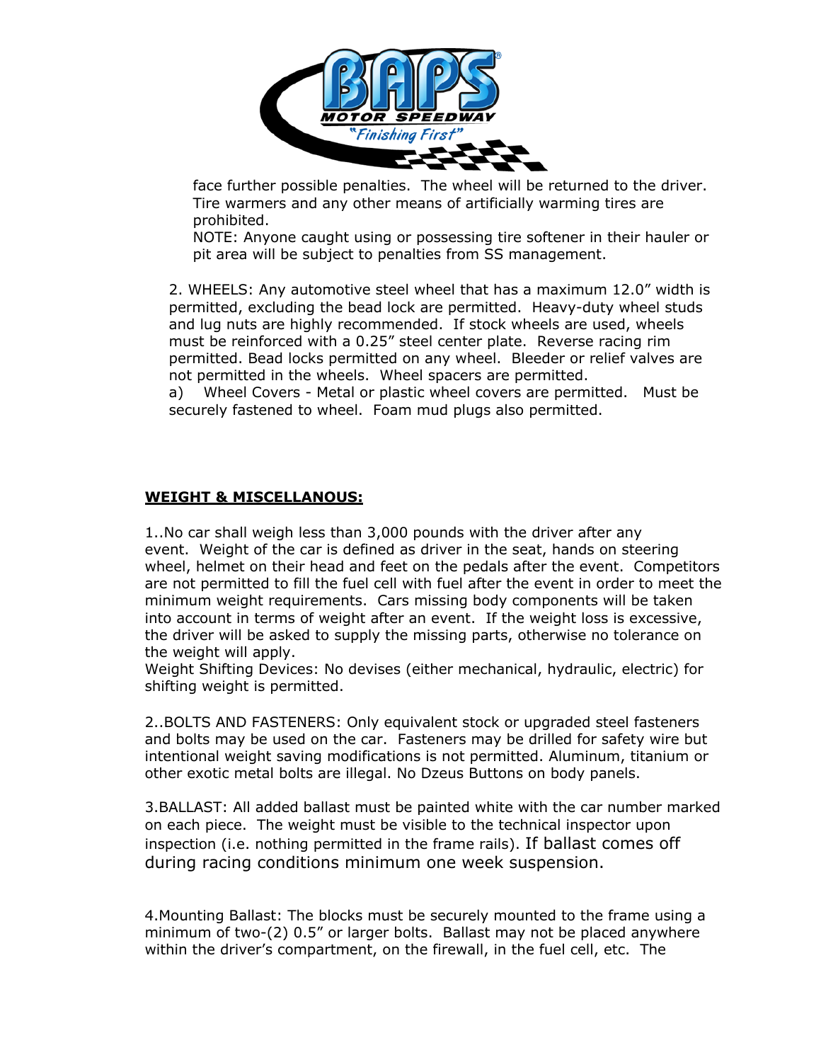face further possible penalties. The wheel will be returned to the driver. Tire warmers and any other means of artificially warming tires are prohibited.
NOTE: Anyone caught using or possessing tire softener in their hauler or pit area will be subject to penalties from SS management.

2. WHEELS: Any automotive steel wheel that has a maximum 12.0" width is permitted, excluding the bead lock are permitted. Heavy-duty wheel studs and lug nuts are highly recommended. If stock wheels are used, wheels must be reinforced with a 0.25" steel center plate. Reverse racing rim permitted. Bead locks permitted on any wheel. Bleeder or relief valves are not permitted in the wheels. Wheel spacers are permitted.
a) Wheel Covers - Metal or plastic wheel covers are permitted. Must be securely fastened to wheel. Foam mud plugs also permitted.

**WEIGHT & MISCELLANOUS:**

1..No car shall weigh less than 3,000 pounds with the driver after any event. Weight of the car is defined as driver in the seat, hands on steering wheel, helmet on their head and feet on the pedals after the event. Competitors are not permitted to fill the fuel cell with fuel after the event in order to meet the minimum weight requirements. Cars missing body components will be taken into account in terms of weight after an event. If the weight loss is excessive, the driver will be asked to supply the missing parts, otherwise no tolerance on the weight will apply.
Weight Shifting Devices: No devises (either mechanical, hydraulic, electric) for shifting weight is permitted.

2..BOLTS AND FASTENERS: Only equivalent stock or upgraded steel fasteners and bolts may be used on the car. Fasteners may be drilled for safety wire but intentional weight saving modifications is not permitted. Aluminum, titanium or other exotic metal bolts are illegal. No Dzeus Buttons on body panels.

3.BALLAST: All added ballast must be painted white with the car number marked on each piece. The weight must be visible to the technical inspector upon inspection (i.e. nothing permitted in the frame rails). If ballast comes off during racing conditions minimum one week suspension.

4.Mounting Ballast: The blocks must be securely mounted to the frame using a minimum of two-(2) 0.5" or larger bolts. Ballast may not be placed anywhere within the driver's compartment, on the firewall, in the fuel cell, etc. The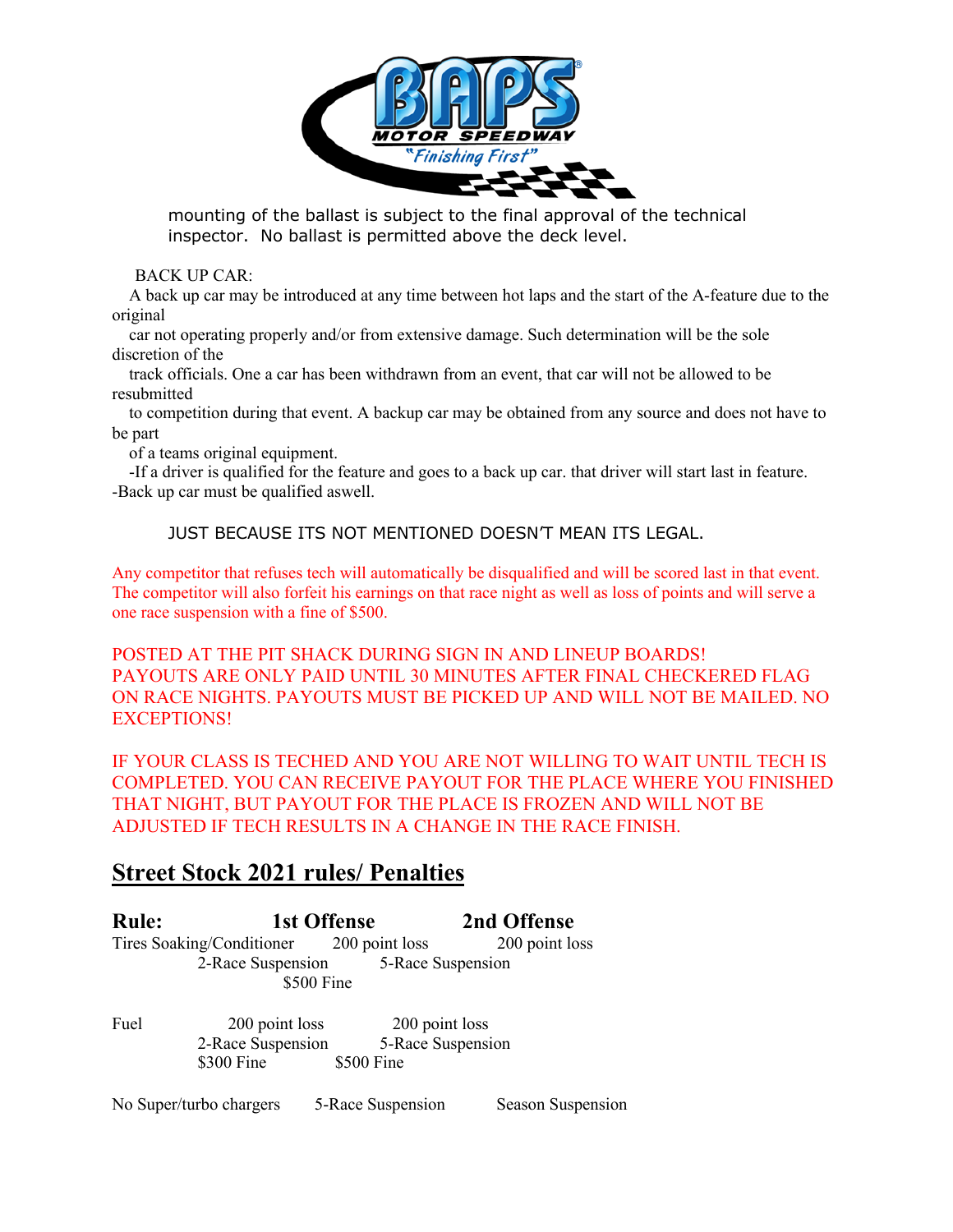mounting of the ballast is subject to the final approval of the technical inspector. No ballast is permitted above the deck level.

BACK UP CAR:

A back up car may be introduced at any time between hot laps and the start of the A-feature due to the original car not operating properly and/or from extensive damage. Such determination will be the sole discretion of the track officials. One a car has been withdrawn from an event, that car will not be allowed to be resubmitted to competition during that event. A backup car may be obtained from any source and does not have to be part of a teams original equipment.

-If a driver is qualified for the feature and goes to a back up car. that driver will start last in feature.
-Back up car must be qualified aswell.

JUST BECAUSE ITS NOT MENTIONED DOESN'T MEAN ITS LEGAL.

Any competitor that refuses tech will automatically be disqualified and will be scored last in that event. The competitor will also forfeit his earnings on that race night as well as loss of points and will serve a one race suspension with a fine of $500.

POSTED AT THE PIT SHACK DURING SIGN IN AND LINEUP BOARDS! PAYOUTS ARE ONLY PAID UNTIL 30 MINUTES AFTER FINAL CHECKERED FLAG ON RACE NIGHTS. PAYOUTS MUST BE PICKED UP AND WILL NOT BE MAILED. NO EXCEPTIONS!

IF YOUR CLASS IS TECHED AND YOU ARE NOT WILLING TO WAIT UNTIL TECH IS COMPLETED. YOU CAN RECEIVE PAYOUT FOR THE PLACE WHERE YOU FINISHED THAT NIGHT, BUT PAYOUT FOR THE PLACE IS FROZEN AND WILL NOT BE ADJUSTED IF TECH RESULTS IN A CHANGE IN THE RACE FINISH.

## Street Stock 2021 rules/ Penalties

| Rule: | 1st Offense | 2nd Offense |
|---|---|---|
| Tires Soaking/Conditioner | 200 point loss, 2-Race Suspension, $500 Fine | 200 point loss, 5-Race Suspension |
| Fuel | 200 point loss, 2-Race Suspension, $300 Fine | 200 point loss, 5-Race Suspension, $500 Fine |
| No Super/turbo chargers | 5-Race Suspension | Season Suspension |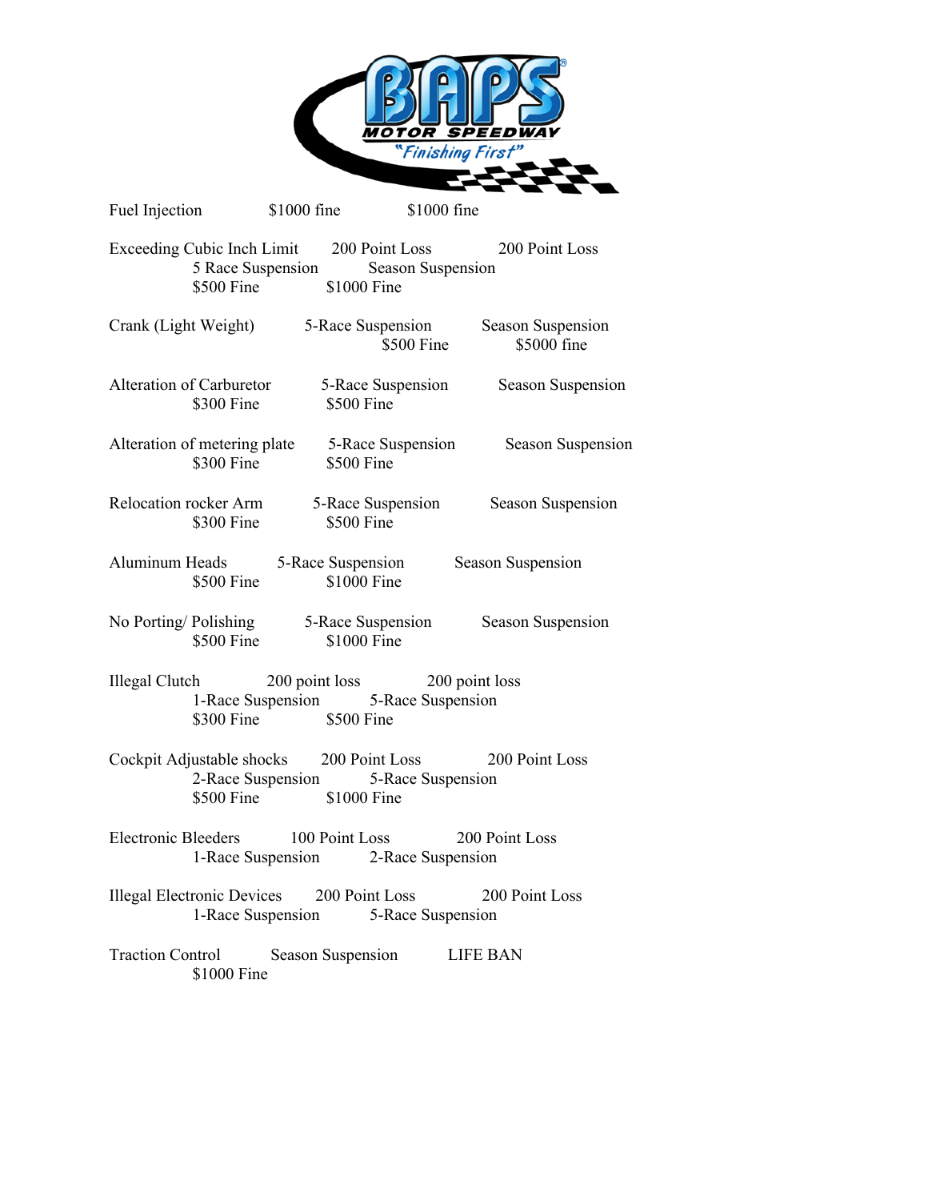| Fuel Injection | $1000 fine | $1000 fine |
|---|---|---|
| Exceeding Cubic Inch Limit | 200 Point Loss<br>5 Race Suspension<br>$500 Fine | 200 Point Loss<br>Season Suspension<br>$1000 Fine |
| Crank (Light Weight) | 5-Race Suspension<br>$500 Fine | Season Suspension<br>$5000 fine |
| Alteration of Carburetor | 5-Race Suspension<br>$300 Fine | Season Suspension<br>$500 Fine |
| Alteration of metering plate | 5-Race Suspension<br>$300 Fine | Season Suspension<br>$500 Fine |
| Relocation rocker Arm | 5-Race Suspension<br>$300 Fine | Season Suspension<br>$500 Fine |
| Aluminum Heads | 5-Race Suspension<br>$500 Fine | Season Suspension<br>$1000 Fine |
| No Porting/ Polishing | 5-Race Suspension<br>$500 Fine | Season Suspension<br>$1000 Fine |
| Illegal Clutch | 200 point loss<br>1-Race Suspension<br>$300 Fine | 200 point loss<br>5-Race Suspension<br>$500 Fine |
| Cockpit Adjustable shocks | 200 Point Loss<br>2-Race Suspension<br>$500 Fine | 200 Point Loss<br>5-Race Suspension<br>$1000 Fine |
| Electronic Bleeders | 100 Point Loss<br>1-Race Suspension | 200 Point Loss<br>2-Race Suspension |
| Illegal Electronic Devices | 200 Point Loss<br>1-Race Suspension | 200 Point Loss<br>5-Race Suspension |
| Traction Control | Season Suspension<br>$1000 Fine | LIFE BAN |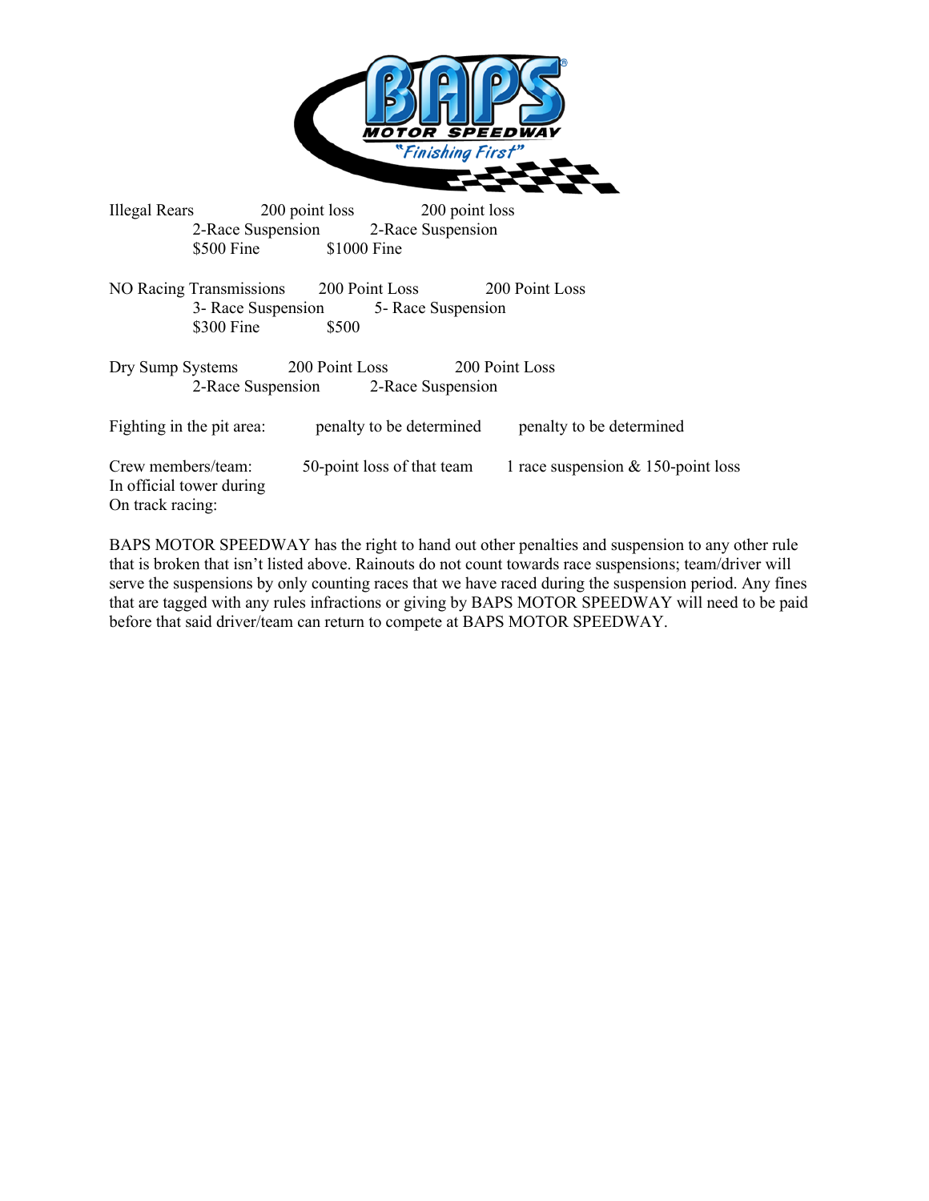| | | |
|---|---|---|
| Illegal Rears | 200 point loss<br>2-Race Suspension<br>$500 Fine | 200 point loss<br>2-Race Suspension<br>$1000 Fine |
| NO Racing Transmissions | 200 Point Loss<br>3- Race Suspension<br>$300 Fine | 200 Point Loss<br>5- Race Suspension<br>$500 |
| Dry Sump Systems | 200 Point Loss<br>2-Race Suspension | 200 Point Loss<br>2-Race Suspension |
| Fighting in the pit area: | penalty to be determined | penalty to be determined |
| Crew members/team:<br>In official tower during<br>On track racing: | 50-point loss of that team | 1 race suspension & 150-point loss |

BAPS MOTOR SPEEDWAY has the right to hand out other penalties and suspension to any other rule that is broken that isn't listed above. Rainouts do not count towards race suspensions; team/driver will serve the suspensions by only counting races that we have raced during the suspension period. Any fines that are tagged with any rules infractions or giving by BAPS MOTOR SPEEDWAY will need to be paid before that said driver/team can return to compete at BAPS MOTOR SPEEDWAY.